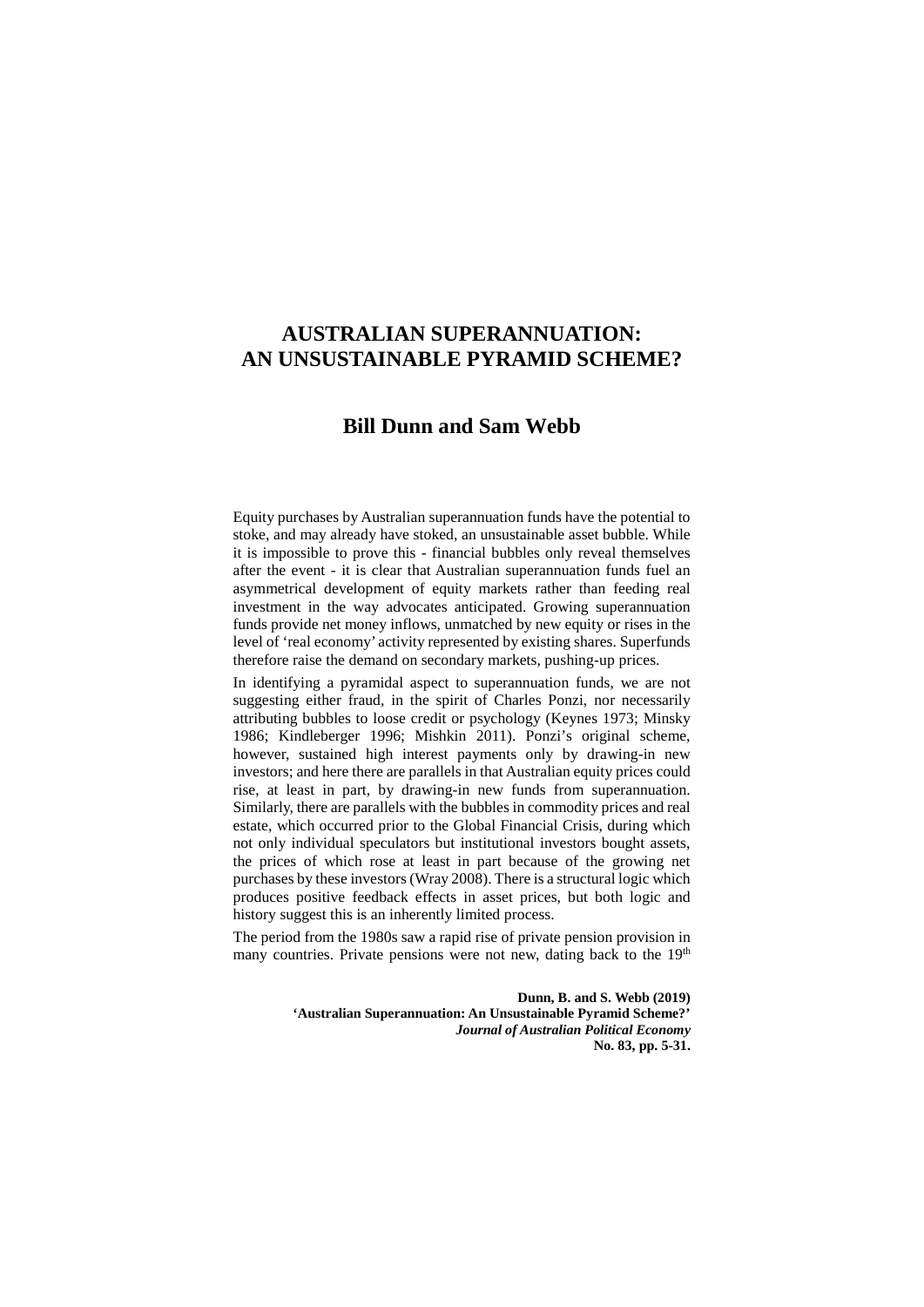# AUSTRALIAN SUPERANNUATION: AN UNSUSTAINABLE PYRAMID SCHEME?

## Bill Dunn and Sam Webb

Equity purchases by Australian superannuation funds have the potential to stoke, and may already have stoked, an unsustainable asset bubble. While it is impossible to prove this - financial bubbles only reveal themselves after the event - it is clear that Australian superannuation funds fuel an asymmetrical development of equity markets rather than feeding real investment in the way advocates anticipated. Growing superannuation funds provide net money inflows, unmatched by new equity or rises in the level of 'real economy' activity represented by existing shares. Superfunds therefore raise the demand on secondary markets, pushing-up prices.

In identifying a pyramidal aspect to superannuation funds, we are not suggesting either fraud, in the spirit of Charles Ponzi, nor necessarily attributing bubbles to loose credit or psychology (Keynes 1973; Minsky 1986; Kindleberger 1996; Mishkin 2011). Ponzi's original scheme, however, sustained high interest payments only by drawing-in new investors; and here there are parallels in that Australian equity prices could rise, at least in part, by drawing-in new funds from superannuation. Similarly, there are parallels with the bubbles in commodity prices and real estate, which occurred prior to the Global Financial Crisis, during which not only individual speculators but institutional investors bought assets, the prices of which rose at least in part because of the growing net purchases by these investors (Wray 2008). There is a structural logic which produces positive feedback effects in asset prices, but both logic and history suggest this is an inherently limited process.

The period from the 1980s saw a rapid rise of private pension provision in many countries. Private pensions were not new, dating back to the 19th

**Dunn, B. and S. Webb (2019)**
**'Australian Superannuation: An Unsustainable Pyramid Scheme?'**
***Journal of Australian Political Economy***
**No. 83, pp. 5-31.**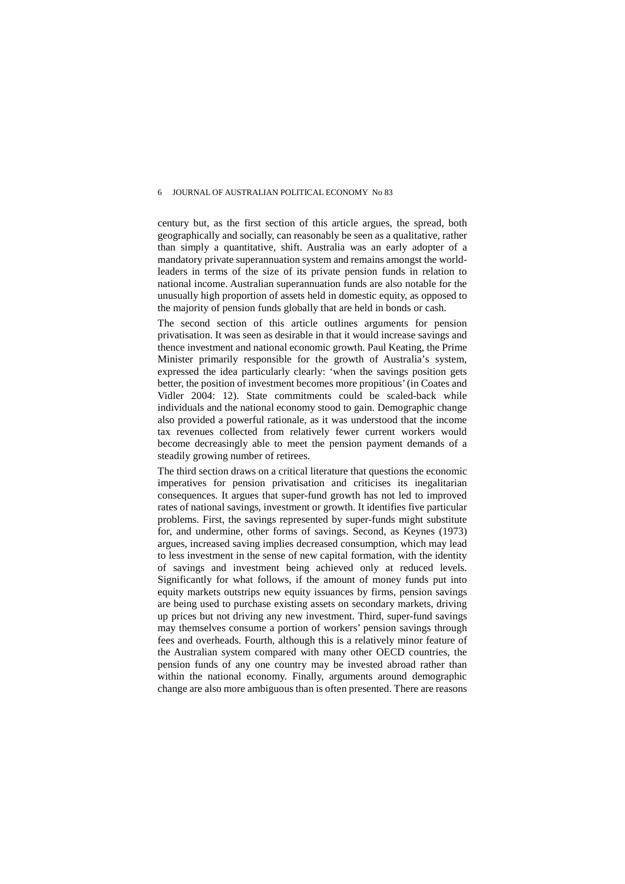century but, as the first section of this article argues, the spread, both geographically and socially, can reasonably be seen as a qualitative, rather than simply a quantitative, shift. Australia was an early adopter of a mandatory private superannuation system and remains amongst the world-leaders in terms of the size of its private pension funds in relation to national income. Australian superannuation funds are also notable for the unusually high proportion of assets held in domestic equity, as opposed to the majority of pension funds globally that are held in bonds or cash.

The second section of this article outlines arguments for pension privatisation. It was seen as desirable in that it would increase savings and thence investment and national economic growth. Paul Keating, the Prime Minister primarily responsible for the growth of Australia's system, expressed the idea particularly clearly: 'when the savings position gets better, the position of investment becomes more propitious' (in Coates and Vidler 2004: 12). State commitments could be scaled-back while individuals and the national economy stood to gain. Demographic change also provided a powerful rationale, as it was understood that the income tax revenues collected from relatively fewer current workers would become decreasingly able to meet the pension payment demands of a steadily growing number of retirees.

The third section draws on a critical literature that questions the economic imperatives for pension privatisation and criticises its inegalitarian consequences. It argues that super-fund growth has not led to improved rates of national savings, investment or growth. It identifies five particular problems. First, the savings represented by super-funds might substitute for, and undermine, other forms of savings. Second, as Keynes (1973) argues, increased saving implies decreased consumption, which may lead to less investment in the sense of new capital formation, with the identity of savings and investment being achieved only at reduced levels. Significantly for what follows, if the amount of money funds put into equity markets outstrips new equity issuances by firms, pension savings are being used to purchase existing assets on secondary markets, driving up prices but not driving any new investment. Third, super-fund savings may themselves consume a portion of workers' pension savings through fees and overheads. Fourth, although this is a relatively minor feature of the Australian system compared with many other OECD countries, the pension funds of any one country may be invested abroad rather than within the national economy. Finally, arguments around demographic change are also more ambiguous than is often presented. There are reasons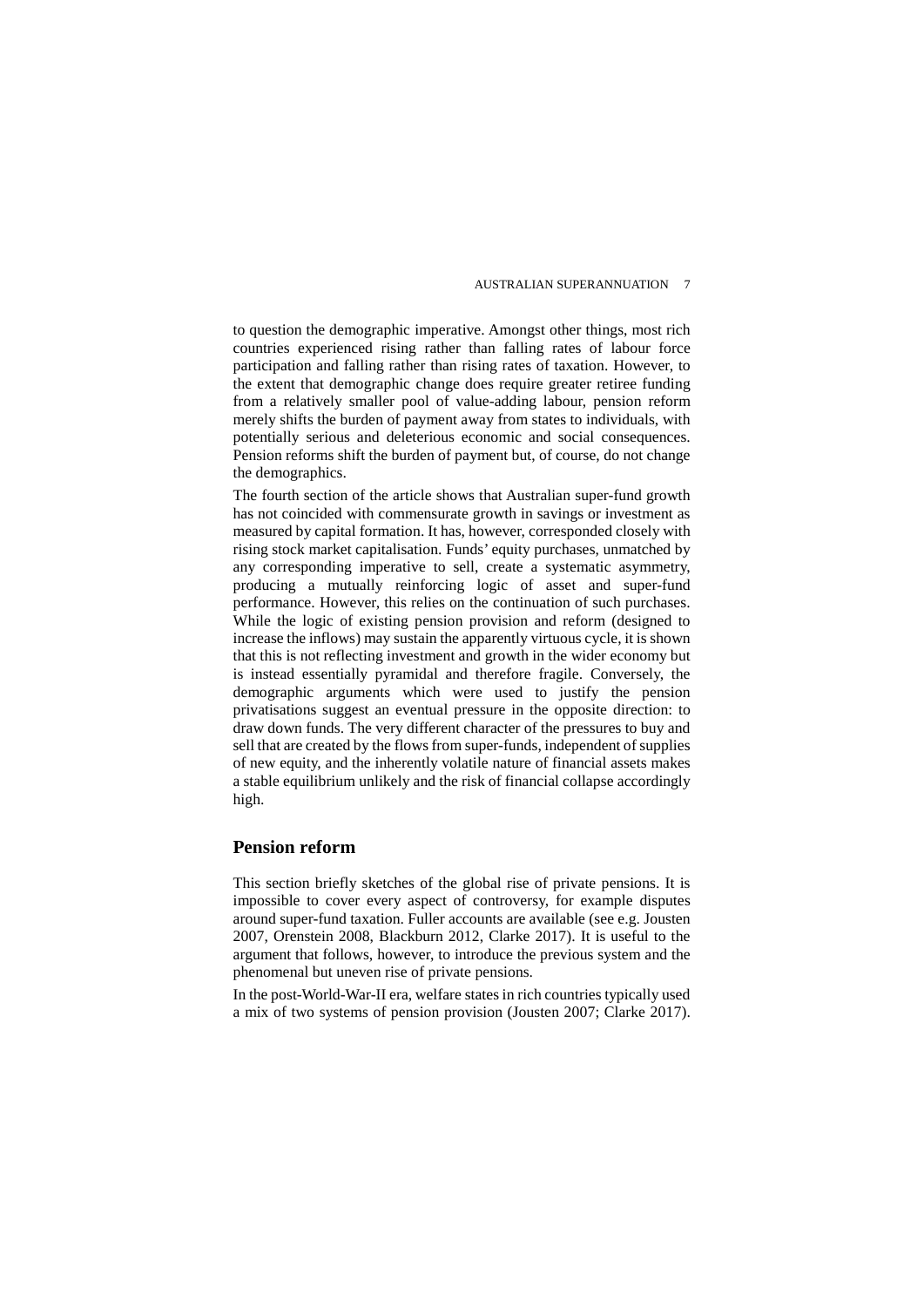to question the demographic imperative. Amongst other things, most rich countries experienced rising rather than falling rates of labour force participation and falling rather than rising rates of taxation. However, to the extent that demographic change does require greater retiree funding from a relatively smaller pool of value-adding labour, pension reform merely shifts the burden of payment away from states to individuals, with potentially serious and deleterious economic and social consequences. Pension reforms shift the burden of payment but, of course, do not change the demographics.

The fourth section of the article shows that Australian super-fund growth has not coincided with commensurate growth in savings or investment as measured by capital formation. It has, however, corresponded closely with rising stock market capitalisation. Funds' equity purchases, unmatched by any corresponding imperative to sell, create a systematic asymmetry, producing a mutually reinforcing logic of asset and super-fund performance. However, this relies on the continuation of such purchases. While the logic of existing pension provision and reform (designed to increase the inflows) may sustain the apparently virtuous cycle, it is shown that this is not reflecting investment and growth in the wider economy but is instead essentially pyramidal and therefore fragile. Conversely, the demographic arguments which were used to justify the pension privatisations suggest an eventual pressure in the opposite direction: to draw down funds. The very different character of the pressures to buy and sell that are created by the flows from super-funds, independent of supplies of new equity, and the inherently volatile nature of financial assets makes a stable equilibrium unlikely and the risk of financial collapse accordingly high.

## Pension reform

This section briefly sketches of the global rise of private pensions. It is impossible to cover every aspect of controversy, for example disputes around super-fund taxation. Fuller accounts are available (see e.g. Jousten 2007, Orenstein 2008, Blackburn 2012, Clarke 2017). It is useful to the argument that follows, however, to introduce the previous system and the phenomenal but uneven rise of private pensions.

In the post-World-War-II era, welfare states in rich countries typically used a mix of two systems of pension provision (Jousten 2007; Clarke 2017).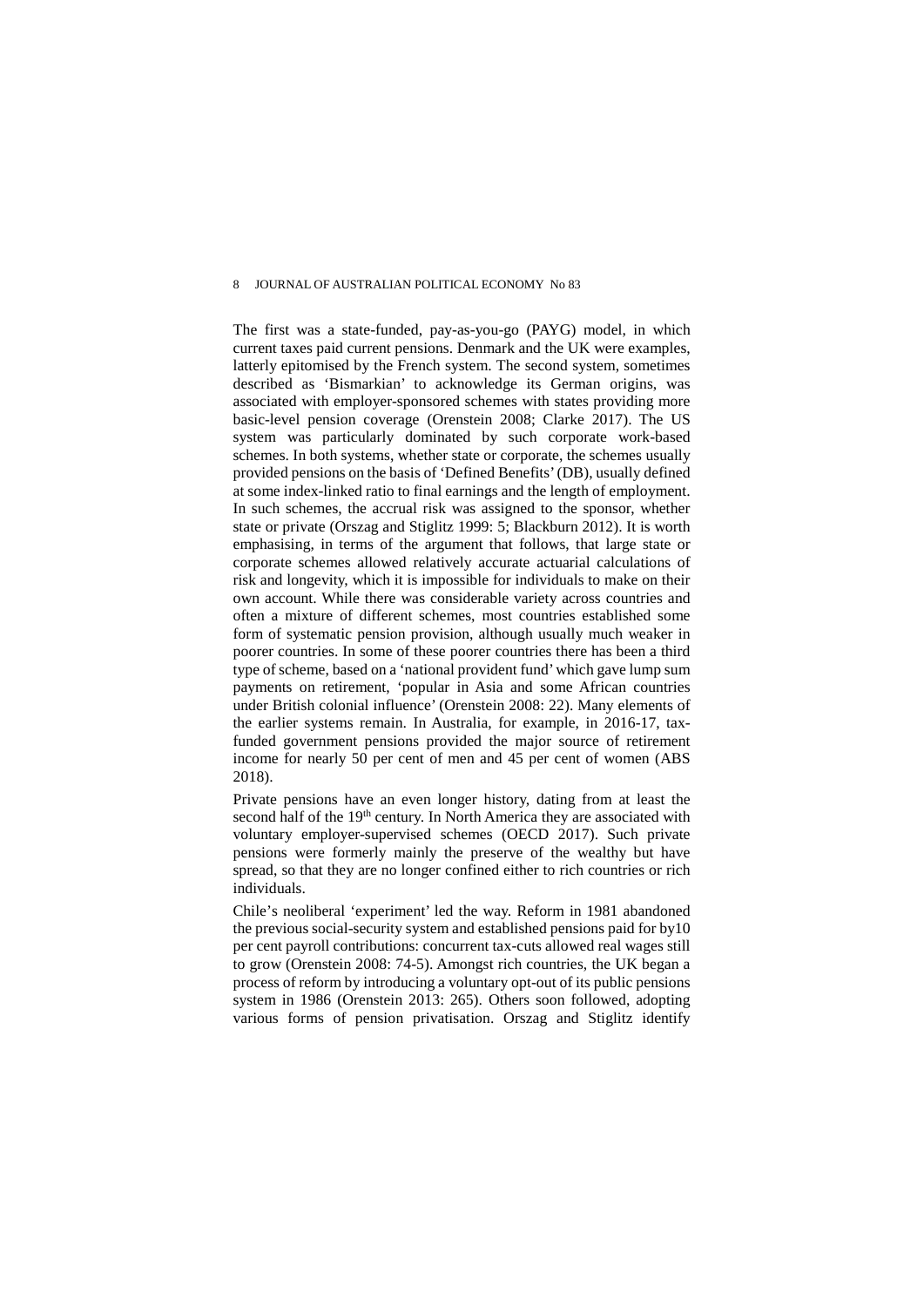The first was a state-funded, pay-as-you-go (PAYG) model, in which current taxes paid current pensions. Denmark and the UK were examples, latterly epitomised by the French system. The second system, sometimes described as 'Bismarkian' to acknowledge its German origins, was associated with employer-sponsored schemes with states providing more basic-level pension coverage (Orenstein 2008; Clarke 2017). The US system was particularly dominated by such corporate work-based schemes. In both systems, whether state or corporate, the schemes usually provided pensions on the basis of 'Defined Benefits' (DB), usually defined at some index-linked ratio to final earnings and the length of employment. In such schemes, the accrual risk was assigned to the sponsor, whether state or private (Orszag and Stiglitz 1999: 5; Blackburn 2012). It is worth emphasising, in terms of the argument that follows, that large state or corporate schemes allowed relatively accurate actuarial calculations of risk and longevity, which it is impossible for individuals to make on their own account. While there was considerable variety across countries and often a mixture of different schemes, most countries established some form of systematic pension provision, although usually much weaker in poorer countries. In some of these poorer countries there has been a third type of scheme, based on a 'national provident fund' which gave lump sum payments on retirement, 'popular in Asia and some African countries under British colonial influence' (Orenstein 2008: 22). Many elements of the earlier systems remain. In Australia, for example, in 2016-17, tax-funded government pensions provided the major source of retirement income for nearly 50 per cent of men and 45 per cent of women (ABS 2018).

Private pensions have an even longer history, dating from at least the second half of the 19th century. In North America they are associated with voluntary employer-supervised schemes (OECD 2017). Such private pensions were formerly mainly the preserve of the wealthy but have spread, so that they are no longer confined either to rich countries or rich individuals.

Chile's neoliberal 'experiment' led the way. Reform in 1981 abandoned the previous social-security system and established pensions paid for by10 per cent payroll contributions: concurrent tax-cuts allowed real wages still to grow (Orenstein 2008: 74-5). Amongst rich countries, the UK began a process of reform by introducing a voluntary opt-out of its public pensions system in 1986 (Orenstein 2013: 265). Others soon followed, adopting various forms of pension privatisation. Orszag and Stiglitz identify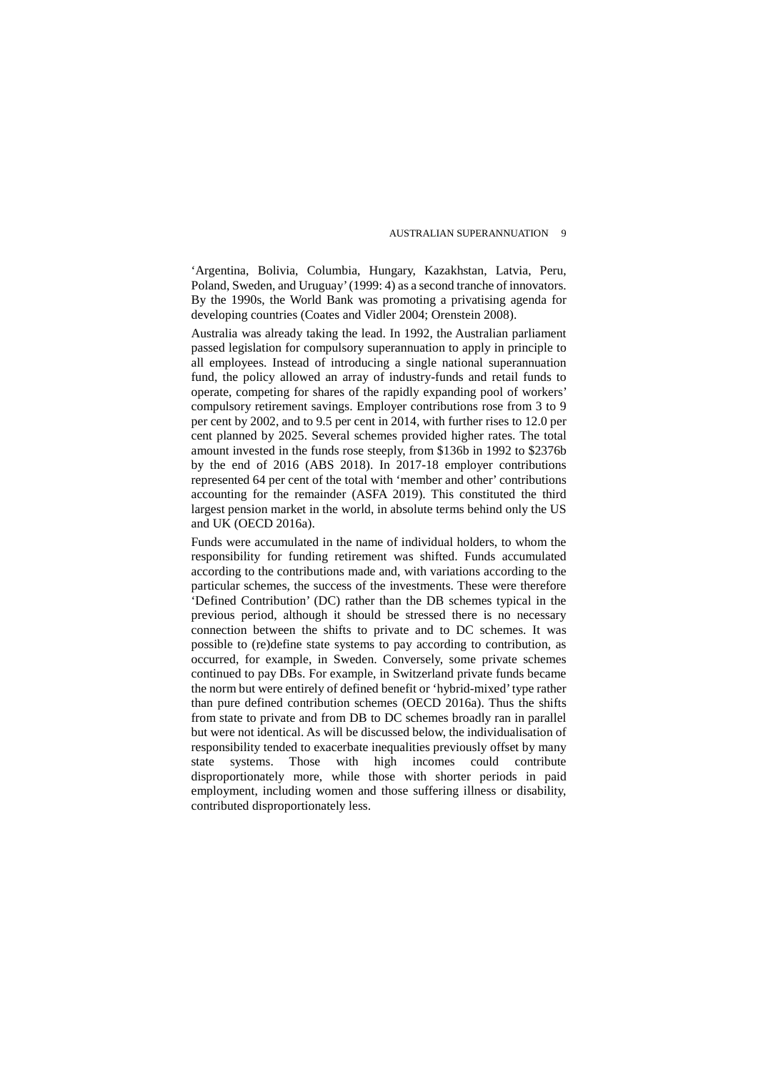'Argentina, Bolivia, Columbia, Hungary, Kazakhstan, Latvia, Peru, Poland, Sweden, and Uruguay' (1999: 4) as a second tranche of innovators. By the 1990s, the World Bank was promoting a privatising agenda for developing countries (Coates and Vidler 2004; Orenstein 2008).

Australia was already taking the lead. In 1992, the Australian parliament passed legislation for compulsory superannuation to apply in principle to all employees. Instead of introducing a single national superannuation fund, the policy allowed an array of industry-funds and retail funds to operate, competing for shares of the rapidly expanding pool of workers' compulsory retirement savings. Employer contributions rose from 3 to 9 per cent by 2002, and to 9.5 per cent in 2014, with further rises to 12.0 per cent planned by 2025. Several schemes provided higher rates. The total amount invested in the funds rose steeply, from $136b in 1992 to $2376b by the end of 2016 (ABS 2018). In 2017-18 employer contributions represented 64 per cent of the total with 'member and other' contributions accounting for the remainder (ASFA 2019). This constituted the third largest pension market in the world, in absolute terms behind only the US and UK (OECD 2016a).

Funds were accumulated in the name of individual holders, to whom the responsibility for funding retirement was shifted. Funds accumulated according to the contributions made and, with variations according to the particular schemes, the success of the investments. These were therefore 'Defined Contribution' (DC) rather than the DB schemes typical in the previous period, although it should be stressed there is no necessary connection between the shifts to private and to DC schemes. It was possible to (re)define state systems to pay according to contribution, as occurred, for example, in Sweden. Conversely, some private schemes continued to pay DBs. For example, in Switzerland private funds became the norm but were entirely of defined benefit or 'hybrid-mixed' type rather than pure defined contribution schemes (OECD 2016a). Thus the shifts from state to private and from DB to DC schemes broadly ran in parallel but were not identical. As will be discussed below, the individualisation of responsibility tended to exacerbate inequalities previously offset by many state systems. Those with high incomes could contribute disproportionately more, while those with shorter periods in paid employment, including women and those suffering illness or disability, contributed disproportionately less.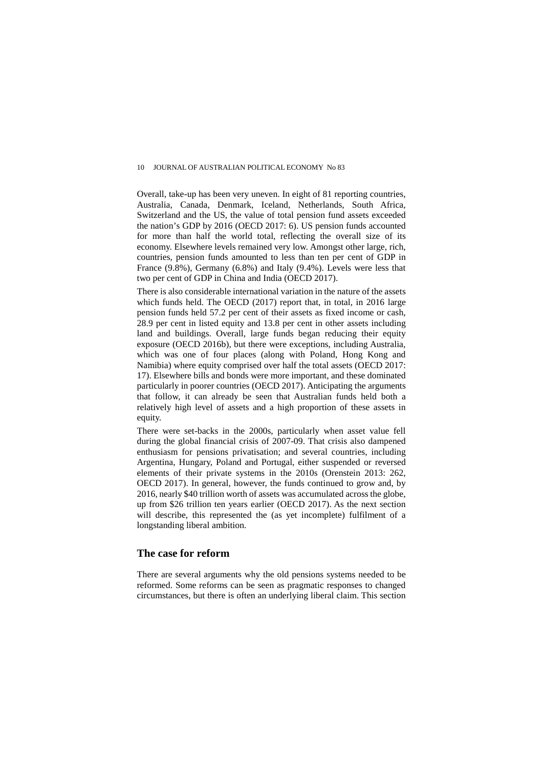Overall, take-up has been very uneven. In eight of 81 reporting countries, Australia, Canada, Denmark, Iceland, Netherlands, South Africa, Switzerland and the US, the value of total pension fund assets exceeded the nation's GDP by 2016 (OECD 2017: 6). US pension funds accounted for more than half the world total, reflecting the overall size of its economy. Elsewhere levels remained very low. Amongst other large, rich, countries, pension funds amounted to less than ten per cent of GDP in France (9.8%), Germany (6.8%) and Italy (9.4%). Levels were less that two per cent of GDP in China and India (OECD 2017).

There is also considerable international variation in the nature of the assets which funds held. The OECD (2017) report that, in total, in 2016 large pension funds held 57.2 per cent of their assets as fixed income or cash, 28.9 per cent in listed equity and 13.8 per cent in other assets including land and buildings. Overall, large funds began reducing their equity exposure (OECD 2016b), but there were exceptions, including Australia, which was one of four places (along with Poland, Hong Kong and Namibia) where equity comprised over half the total assets (OECD 2017: 17). Elsewhere bills and bonds were more important, and these dominated particularly in poorer countries (OECD 2017). Anticipating the arguments that follow, it can already be seen that Australian funds held both a relatively high level of assets and a high proportion of these assets in equity.

There were set-backs in the 2000s, particularly when asset value fell during the global financial crisis of 2007-09. That crisis also dampened enthusiasm for pensions privatisation; and several countries, including Argentina, Hungary, Poland and Portugal, either suspended or reversed elements of their private systems in the 2010s (Orenstein 2013: 262, OECD 2017). In general, however, the funds continued to grow and, by 2016, nearly $40 trillion worth of assets was accumulated across the globe, up from $26 trillion ten years earlier (OECD 2017). As the next section will describe, this represented the (as yet incomplete) fulfilment of a longstanding liberal ambition.

## The case for reform

There are several arguments why the old pensions systems needed to be reformed. Some reforms can be seen as pragmatic responses to changed circumstances, but there is often an underlying liberal claim. This section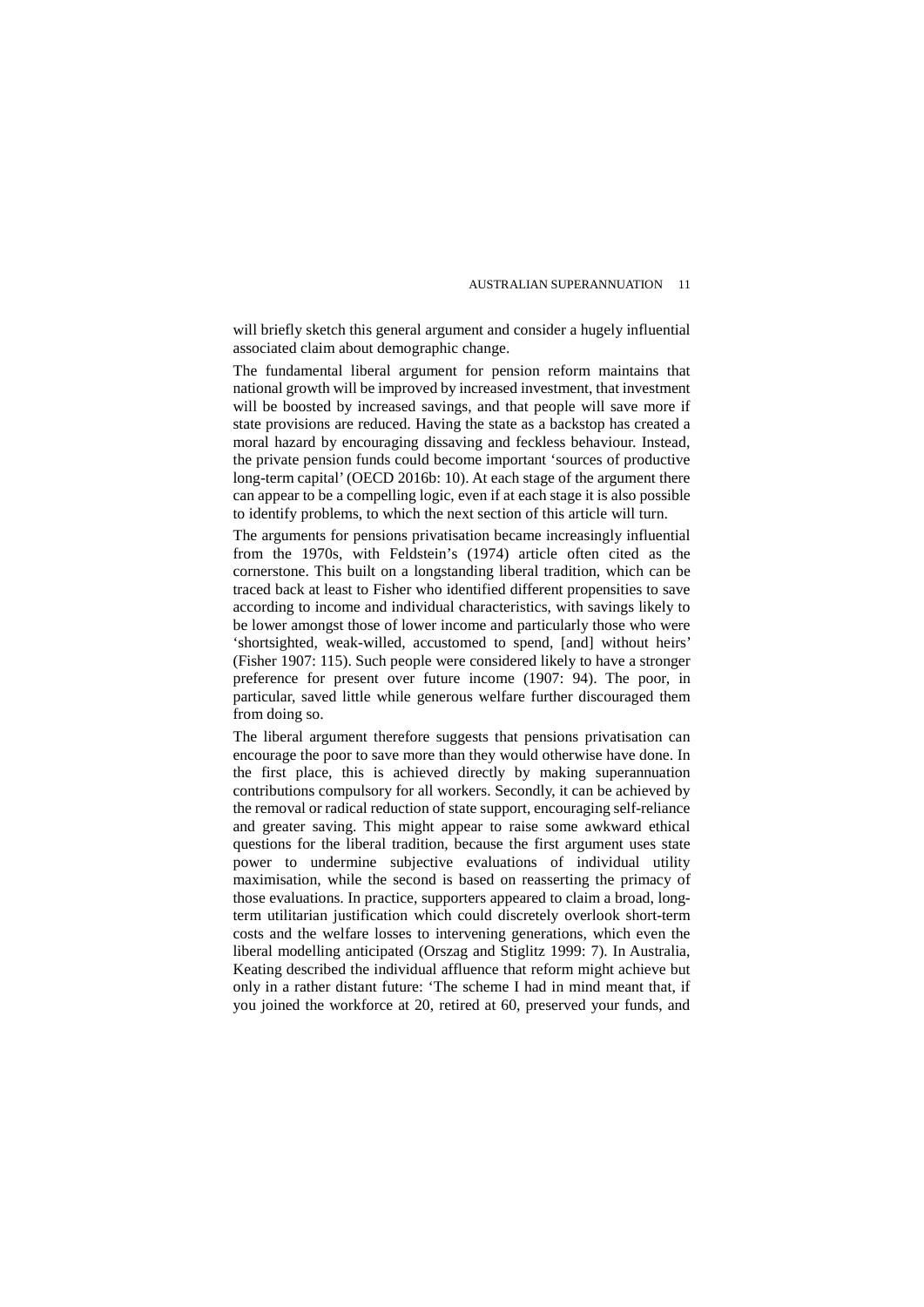will briefly sketch this general argument and consider a hugely influential associated claim about demographic change.

The fundamental liberal argument for pension reform maintains that national growth will be improved by increased investment, that investment will be boosted by increased savings, and that people will save more if state provisions are reduced. Having the state as a backstop has created a moral hazard by encouraging dissaving and feckless behaviour. Instead, the private pension funds could become important 'sources of productive long-term capital' (OECD 2016b: 10). At each stage of the argument there can appear to be a compelling logic, even if at each stage it is also possible to identify problems, to which the next section of this article will turn.

The arguments for pensions privatisation became increasingly influential from the 1970s, with Feldstein's (1974) article often cited as the cornerstone. This built on a longstanding liberal tradition, which can be traced back at least to Fisher who identified different propensities to save according to income and individual characteristics, with savings likely to be lower amongst those of lower income and particularly those who were 'shortsighted, weak-willed, accustomed to spend, [and] without heirs' (Fisher 1907: 115). Such people were considered likely to have a stronger preference for present over future income (1907: 94). The poor, in particular, saved little while generous welfare further discouraged them from doing so.

The liberal argument therefore suggests that pensions privatisation can encourage the poor to save more than they would otherwise have done. In the first place, this is achieved directly by making superannuation contributions compulsory for all workers. Secondly, it can be achieved by the removal or radical reduction of state support, encouraging self-reliance and greater saving. This might appear to raise some awkward ethical questions for the liberal tradition, because the first argument uses state power to undermine subjective evaluations of individual utility maximisation, while the second is based on reasserting the primacy of those evaluations. In practice, supporters appeared to claim a broad, long-term utilitarian justification which could discretely overlook short-term costs and the welfare losses to intervening generations, which even the liberal modelling anticipated (Orszag and Stiglitz 1999: 7). In Australia, Keating described the individual affluence that reform might achieve but only in a rather distant future: 'The scheme I had in mind meant that, if you joined the workforce at 20, retired at 60, preserved your funds, and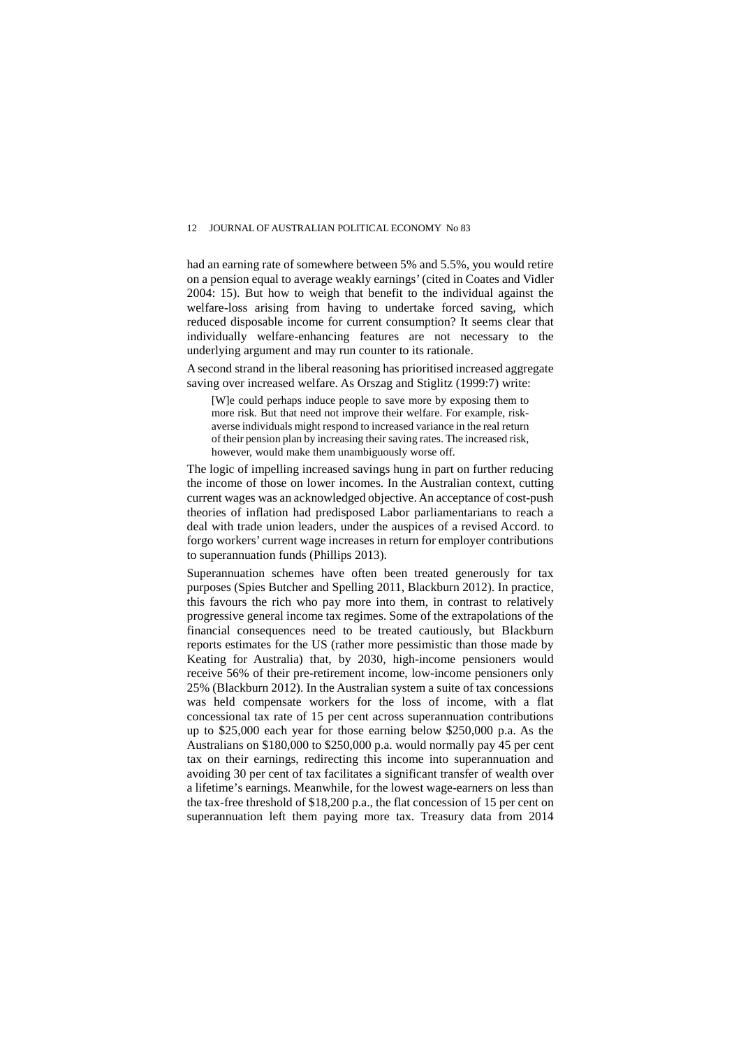had an earning rate of somewhere between 5% and 5.5%, you would retire on a pension equal to average weakly earnings' (cited in Coates and Vidler 2004: 15). But how to weigh that benefit to the individual against the welfare-loss arising from having to undertake forced saving, which reduced disposable income for current consumption? It seems clear that individually welfare-enhancing features are not necessary to the underlying argument and may run counter to its rationale.

A second strand in the liberal reasoning has prioritised increased aggregate saving over increased welfare. As Orszag and Stiglitz (1999:7) write:

> [W]e could perhaps induce people to save more by exposing them to more risk. But that need not improve their welfare. For example, risk-averse individuals might respond to increased variance in the real return of their pension plan by increasing their saving rates. The increased risk, however, would make them unambiguously worse off.

The logic of impelling increased savings hung in part on further reducing the income of those on lower incomes. In the Australian context, cutting current wages was an acknowledged objective. An acceptance of cost-push theories of inflation had predisposed Labor parliamentarians to reach a deal with trade union leaders, under the auspices of a revised Accord. to forgo workers' current wage increases in return for employer contributions to superannuation funds (Phillips 2013).

Superannuation schemes have often been treated generously for tax purposes (Spies Butcher and Spelling 2011, Blackburn 2012). In practice, this favours the rich who pay more into them, in contrast to relatively progressive general income tax regimes. Some of the extrapolations of the financial consequences need to be treated cautiously, but Blackburn reports estimates for the US (rather more pessimistic than those made by Keating for Australia) that, by 2030, high-income pensioners would receive 56% of their pre-retirement income, low-income pensioners only 25% (Blackburn 2012). In the Australian system a suite of tax concessions was held compensate workers for the loss of income, with a flat concessional tax rate of 15 per cent across superannuation contributions up to $25,000 each year for those earning below $250,000 p.a. As the Australians on $180,000 to $250,000 p.a. would normally pay 45 per cent tax on their earnings, redirecting this income into superannuation and avoiding 30 per cent of tax facilitates a significant transfer of wealth over a lifetime's earnings. Meanwhile, for the lowest wage-earners on less than the tax-free threshold of $18,200 p.a., the flat concession of 15 per cent on superannuation left them paying more tax. Treasury data from 2014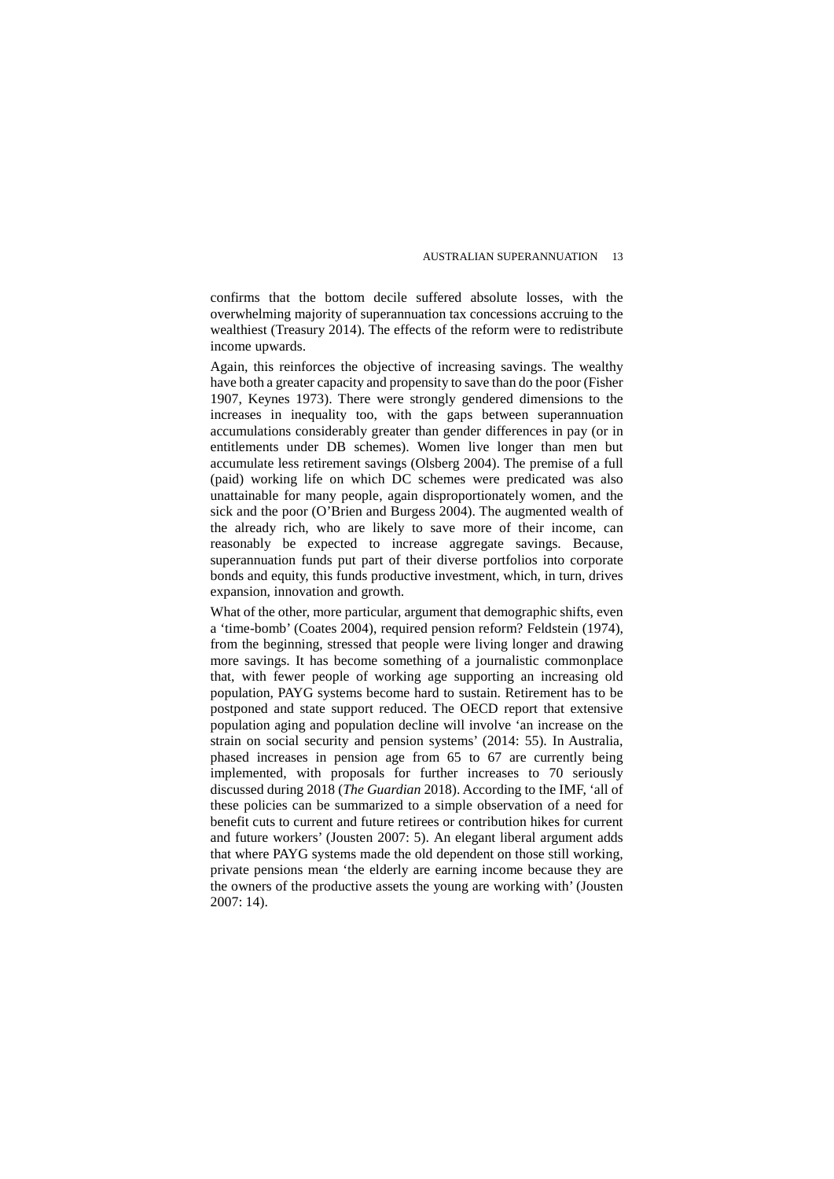confirms that the bottom decile suffered absolute losses, with the overwhelming majority of superannuation tax concessions accruing to the wealthiest (Treasury 2014). The effects of the reform were to redistribute income upwards.

Again, this reinforces the objective of increasing savings. The wealthy have both a greater capacity and propensity to save than do the poor (Fisher 1907, Keynes 1973). There were strongly gendered dimensions to the increases in inequality too, with the gaps between superannuation accumulations considerably greater than gender differences in pay (or in entitlements under DB schemes). Women live longer than men but accumulate less retirement savings (Olsberg 2004). The premise of a full (paid) working life on which DC schemes were predicated was also unattainable for many people, again disproportionately women, and the sick and the poor (O'Brien and Burgess 2004). The augmented wealth of the already rich, who are likely to save more of their income, can reasonably be expected to increase aggregate savings. Because, superannuation funds put part of their diverse portfolios into corporate bonds and equity, this funds productive investment, which, in turn, drives expansion, innovation and growth.

What of the other, more particular, argument that demographic shifts, even a 'time-bomb' (Coates 2004), required pension reform? Feldstein (1974), from the beginning, stressed that people were living longer and drawing more savings. It has become something of a journalistic commonplace that, with fewer people of working age supporting an increasing old population, PAYG systems become hard to sustain. Retirement has to be postponed and state support reduced. The OECD report that extensive population aging and population decline will involve 'an increase on the strain on social security and pension systems' (2014: 55). In Australia, phased increases in pension age from 65 to 67 are currently being implemented, with proposals for further increases to 70 seriously discussed during 2018 (*The Guardian* 2018). According to the IMF, 'all of these policies can be summarized to a simple observation of a need for benefit cuts to current and future retirees or contribution hikes for current and future workers' (Jousten 2007: 5). An elegant liberal argument adds that where PAYG systems made the old dependent on those still working, private pensions mean 'the elderly are earning income because they are the owners of the productive assets the young are working with' (Jousten 2007: 14).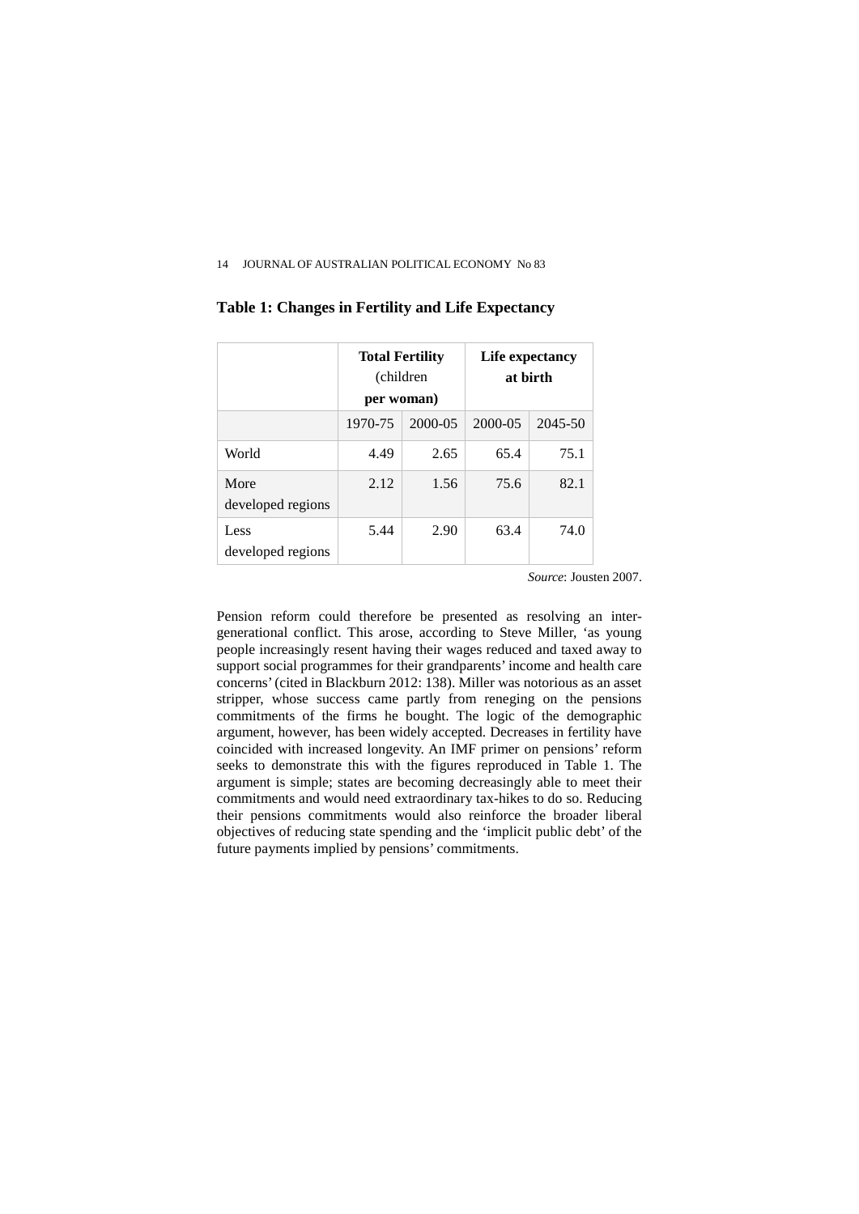**Table 1: Changes in Fertility and Life Expectancy**

| | **Total Fertility** (children **per woman)** | | **Life expectancy at birth** | |
|---|---|---|---|---|
| | 1970-75 | 2000-05 | 2000-05 | 2045-50 |
| World | 4.49 | 2.65 | 65.4 | 75.1 |
| More developed regions | 2.12 | 1.56 | 75.6 | 82.1 |
| Less developed regions | 5.44 | 2.90 | 63.4 | 74.0 |

*Source*: Jousten 2007.

Pension reform could therefore be presented as resolving an inter-generational conflict. This arose, according to Steve Miller, 'as young people increasingly resent having their wages reduced and taxed away to support social programmes for their grandparents' income and health care concerns' (cited in Blackburn 2012: 138). Miller was notorious as an asset stripper, whose success came partly from reneging on the pensions commitments of the firms he bought. The logic of the demographic argument, however, has been widely accepted. Decreases in fertility have coincided with increased longevity. An IMF primer on pensions' reform seeks to demonstrate this with the figures reproduced in Table 1. The argument is simple; states are becoming decreasingly able to meet their commitments and would need extraordinary tax-hikes to do so. Reducing their pensions commitments would also reinforce the broader liberal objectives of reducing state spending and the 'implicit public debt' of the future payments implied by pensions' commitments.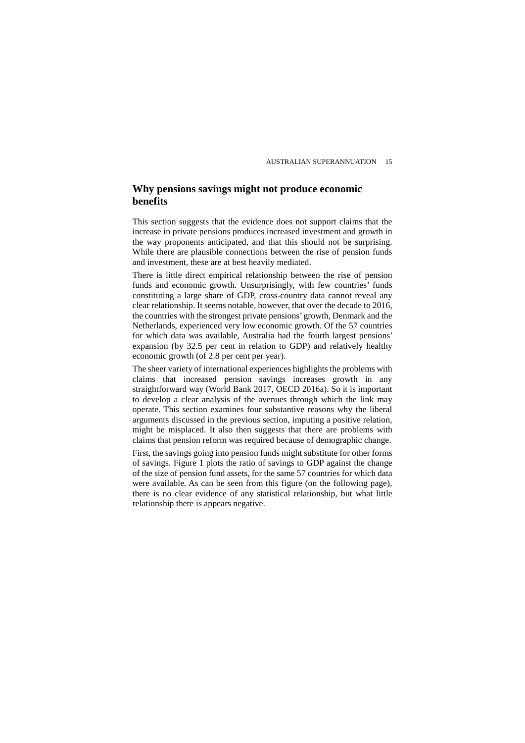## Why pensions savings might not produce economic benefits

This section suggests that the evidence does not support claims that the increase in private pensions produces increased investment and growth in the way proponents anticipated, and that this should not be surprising. While there are plausible connections between the rise of pension funds and investment, these are at best heavily mediated.

There is little direct empirical relationship between the rise of pension funds and economic growth. Unsurprisingly, with few countries' funds constituting a large share of GDP, cross-country data cannot reveal any clear relationship. It seems notable, however, that over the decade to 2016, the countries with the strongest private pensions' growth, Denmark and the Netherlands, experienced very low economic growth. Of the 57 countries for which data was available, Australia had the fourth largest pensions' expansion (by 32.5 per cent in relation to GDP) and relatively healthy economic growth (of 2.8 per cent per year).

The sheer variety of international experiences highlights the problems with claims that increased pension savings increases growth in any straightforward way (World Bank 2017, OECD 2016a). So it is important to develop a clear analysis of the avenues through which the link may operate. This section examines four substantive reasons why the liberal arguments discussed in the previous section, imputing a positive relation, might be misplaced. It also then suggests that there are problems with claims that pension reform was required because of demographic change.

First, the savings going into pension funds might substitute for other forms of savings. Figure 1 plots the ratio of savings to GDP against the change of the size of pension fund assets, for the same 57 countries for which data were available. As can be seen from this figure (on the following page), there is no clear evidence of any statistical relationship, but what little relationship there is appears negative.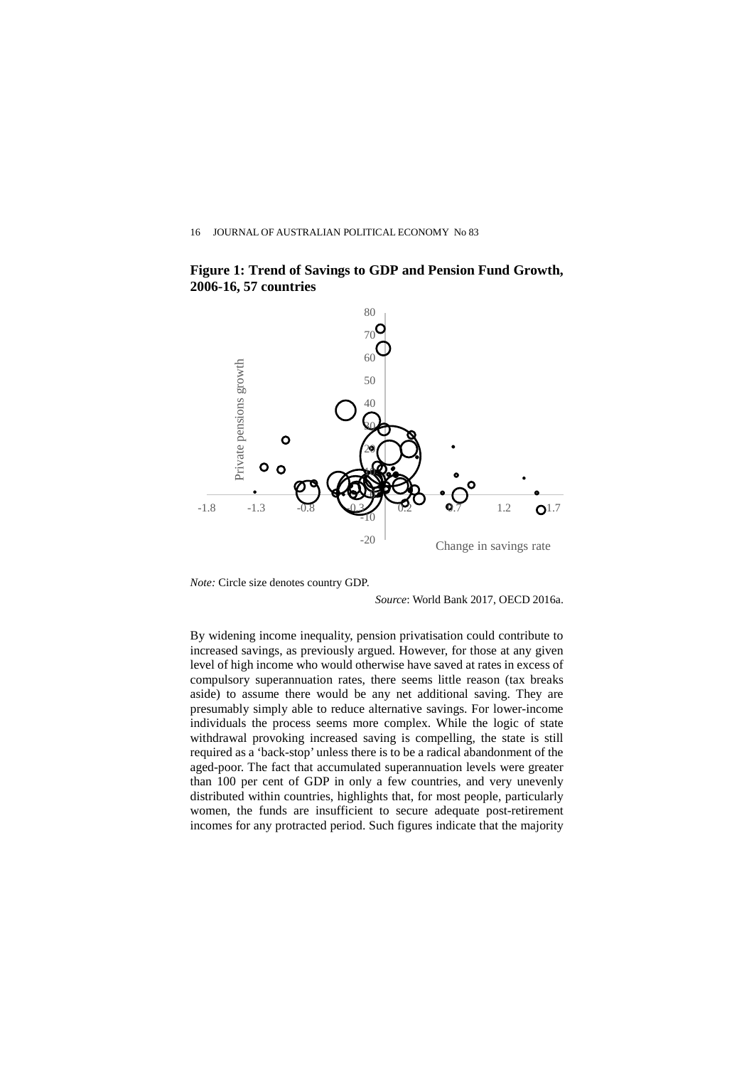**Figure 1: Trend of Savings to GDP and Pension Fund Growth, 2006-16, 57 countries**

*Note:* Circle size denotes country GDP.

*Source*: World Bank 2017, OECD 2016a.

By widening income inequality, pension privatisation could contribute to increased savings, as previously argued. However, for those at any given level of high income who would otherwise have saved at rates in excess of compulsory superannuation rates, there seems little reason (tax breaks aside) to assume there would be any net additional saving. They are presumably simply able to reduce alternative savings. For lower-income individuals the process seems more complex. While the logic of state withdrawal provoking increased saving is compelling, the state is still required as a 'back-stop' unless there is to be a radical abandonment of the aged-poor. The fact that accumulated superannuation levels were greater than 100 per cent of GDP in only a few countries, and very unevenly distributed within countries, highlights that, for most people, particularly women, the funds are insufficient to secure adequate post-retirement incomes for any protracted period. Such figures indicate that the majority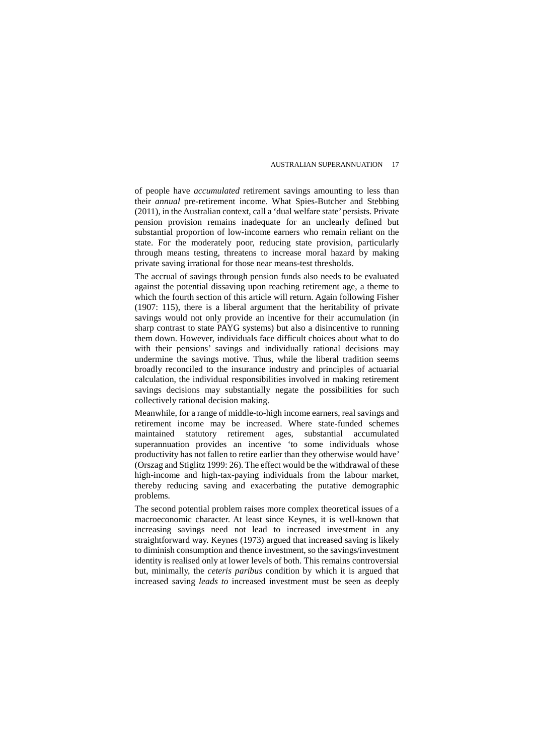of people have *accumulated* retirement savings amounting to less than their *annual* pre-retirement income. What Spies-Butcher and Stebbing (2011), in the Australian context, call a 'dual welfare state' persists. Private pension provision remains inadequate for an unclearly defined but substantial proportion of low-income earners who remain reliant on the state. For the moderately poor, reducing state provision, particularly through means testing, threatens to increase moral hazard by making private saving irrational for those near means-test thresholds.

The accrual of savings through pension funds also needs to be evaluated against the potential dissaving upon reaching retirement age, a theme to which the fourth section of this article will return. Again following Fisher (1907: 115), there is a liberal argument that the heritability of private savings would not only provide an incentive for their accumulation (in sharp contrast to state PAYG systems) but also a disincentive to running them down. However, individuals face difficult choices about what to do with their pensions' savings and individually rational decisions may undermine the savings motive. Thus, while the liberal tradition seems broadly reconciled to the insurance industry and principles of actuarial calculation, the individual responsibilities involved in making retirement savings decisions may substantially negate the possibilities for such collectively rational decision making.

Meanwhile, for a range of middle-to-high income earners, real savings and retirement income may be increased. Where state-funded schemes maintained statutory retirement ages, substantial accumulated superannuation provides an incentive 'to some individuals whose productivity has not fallen to retire earlier than they otherwise would have' (Orszag and Stiglitz 1999: 26). The effect would be the withdrawal of these high-income and high-tax-paying individuals from the labour market, thereby reducing saving and exacerbating the putative demographic problems.

The second potential problem raises more complex theoretical issues of a macroeconomic character. At least since Keynes, it is well-known that increasing savings need not lead to increased investment in any straightforward way. Keynes (1973) argued that increased saving is likely to diminish consumption and thence investment, so the savings/investment identity is realised only at lower levels of both. This remains controversial but, minimally, the *ceteris paribus* condition by which it is argued that increased saving *leads to* increased investment must be seen as deeply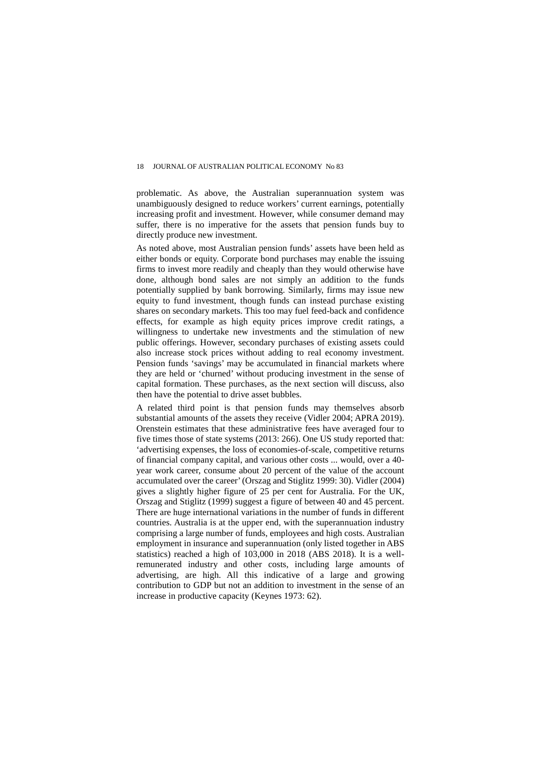problematic. As above, the Australian superannuation system was unambiguously designed to reduce workers' current earnings, potentially increasing profit and investment. However, while consumer demand may suffer, there is no imperative for the assets that pension funds buy to directly produce new investment.

As noted above, most Australian pension funds' assets have been held as either bonds or equity. Corporate bond purchases may enable the issuing firms to invest more readily and cheaply than they would otherwise have done, although bond sales are not simply an addition to the funds potentially supplied by bank borrowing. Similarly, firms may issue new equity to fund investment, though funds can instead purchase existing shares on secondary markets. This too may fuel feed-back and confidence effects, for example as high equity prices improve credit ratings, a willingness to undertake new investments and the stimulation of new public offerings. However, secondary purchases of existing assets could also increase stock prices without adding to real economy investment. Pension funds 'savings' may be accumulated in financial markets where they are held or 'churned' without producing investment in the sense of capital formation. These purchases, as the next section will discuss, also then have the potential to drive asset bubbles.

A related third point is that pension funds may themselves absorb substantial amounts of the assets they receive (Vidler 2004; APRA 2019). Orenstein estimates that these administrative fees have averaged four to five times those of state systems (2013: 266). One US study reported that: 'advertising expenses, the loss of economies-of-scale, competitive returns of financial company capital, and various other costs ... would, over a 40-year work career, consume about 20 percent of the value of the account accumulated over the career' (Orszag and Stiglitz 1999: 30). Vidler (2004) gives a slightly higher figure of 25 per cent for Australia. For the UK, Orszag and Stiglitz (1999) suggest a figure of between 40 and 45 percent. There are huge international variations in the number of funds in different countries. Australia is at the upper end, with the superannuation industry comprising a large number of funds, employees and high costs. Australian employment in insurance and superannuation (only listed together in ABS statistics) reached a high of 103,000 in 2018 (ABS 2018). It is a well-remunerated industry and other costs, including large amounts of advertising, are high. All this indicative of a large and growing contribution to GDP but not an addition to investment in the sense of an increase in productive capacity (Keynes 1973: 62).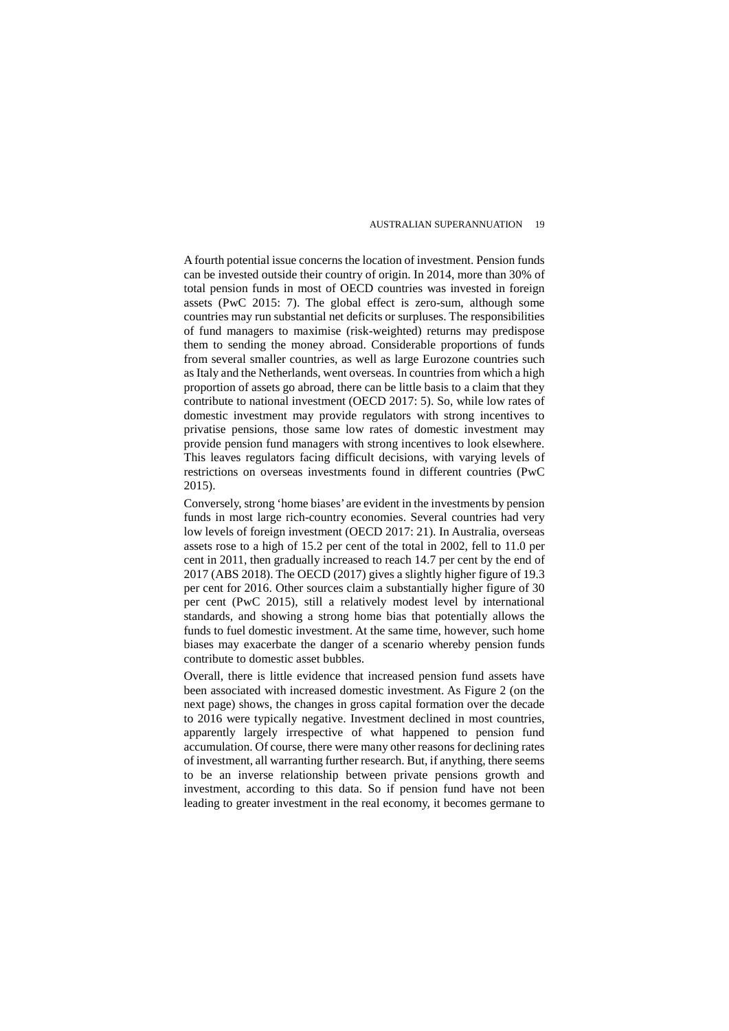A fourth potential issue concerns the location of investment. Pension funds can be invested outside their country of origin. In 2014, more than 30% of total pension funds in most of OECD countries was invested in foreign assets (PwC 2015: 7). The global effect is zero-sum, although some countries may run substantial net deficits or surpluses. The responsibilities of fund managers to maximise (risk-weighted) returns may predispose them to sending the money abroad. Considerable proportions of funds from several smaller countries, as well as large Eurozone countries such as Italy and the Netherlands, went overseas. In countries from which a high proportion of assets go abroad, there can be little basis to a claim that they contribute to national investment (OECD 2017: 5). So, while low rates of domestic investment may provide regulators with strong incentives to privatise pensions, those same low rates of domestic investment may provide pension fund managers with strong incentives to look elsewhere. This leaves regulators facing difficult decisions, with varying levels of restrictions on overseas investments found in different countries (PwC 2015).

Conversely, strong 'home biases' are evident in the investments by pension funds in most large rich-country economies. Several countries had very low levels of foreign investment (OECD 2017: 21). In Australia, overseas assets rose to a high of 15.2 per cent of the total in 2002, fell to 11.0 per cent in 2011, then gradually increased to reach 14.7 per cent by the end of 2017 (ABS 2018). The OECD (2017) gives a slightly higher figure of 19.3 per cent for 2016. Other sources claim a substantially higher figure of 30 per cent (PwC 2015), still a relatively modest level by international standards, and showing a strong home bias that potentially allows the funds to fuel domestic investment. At the same time, however, such home biases may exacerbate the danger of a scenario whereby pension funds contribute to domestic asset bubbles.

Overall, there is little evidence that increased pension fund assets have been associated with increased domestic investment. As Figure 2 (on the next page) shows, the changes in gross capital formation over the decade to 2016 were typically negative. Investment declined in most countries, apparently largely irrespective of what happened to pension fund accumulation. Of course, there were many other reasons for declining rates of investment, all warranting further research. But, if anything, there seems to be an inverse relationship between private pensions growth and investment, according to this data. So if pension fund have not been leading to greater investment in the real economy, it becomes germane to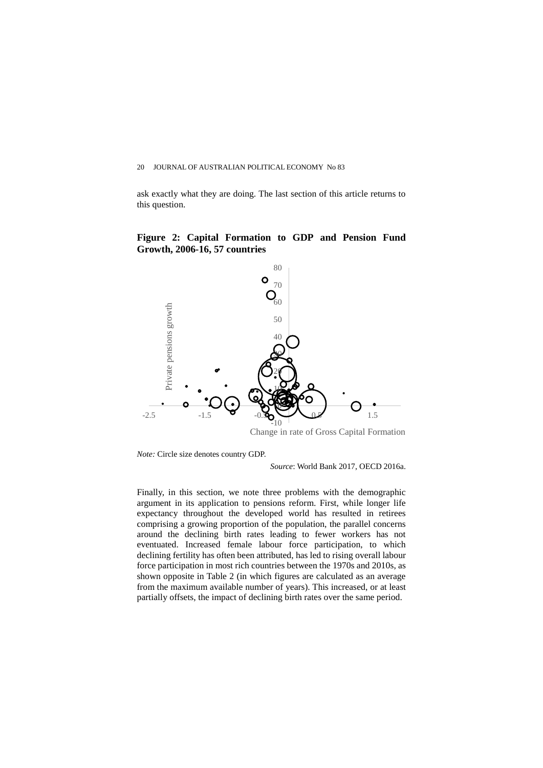ask exactly what they are doing. The last section of this article returns to this question.

**Figure 2: Capital Formation to GDP and Pension Fund Growth, 2006-16, 57 countries**

Private pensions growth

80
70
60
50
40
30
20
10
-10

-2.5
-1.5
-0.5
0.5
1.5

Change in rate of Gross Capital Formation

*Note:* Circle size denotes country GDP.

*Source*: World Bank 2017, OECD 2016a.

Finally, in this section, we note three problems with the demographic argument in its application to pensions reform. First, while longer life expectancy throughout the developed world has resulted in retirees comprising a growing proportion of the population, the parallel concerns around the declining birth rates leading to fewer workers has not eventuated. Increased female labour force participation, to which declining fertility has often been attributed, has led to rising overall labour force participation in most rich countries between the 1970s and 2010s, as shown opposite in Table 2 (in which figures are calculated as an average from the maximum available number of years). This increased, or at least partially offsets, the impact of declining birth rates over the same period.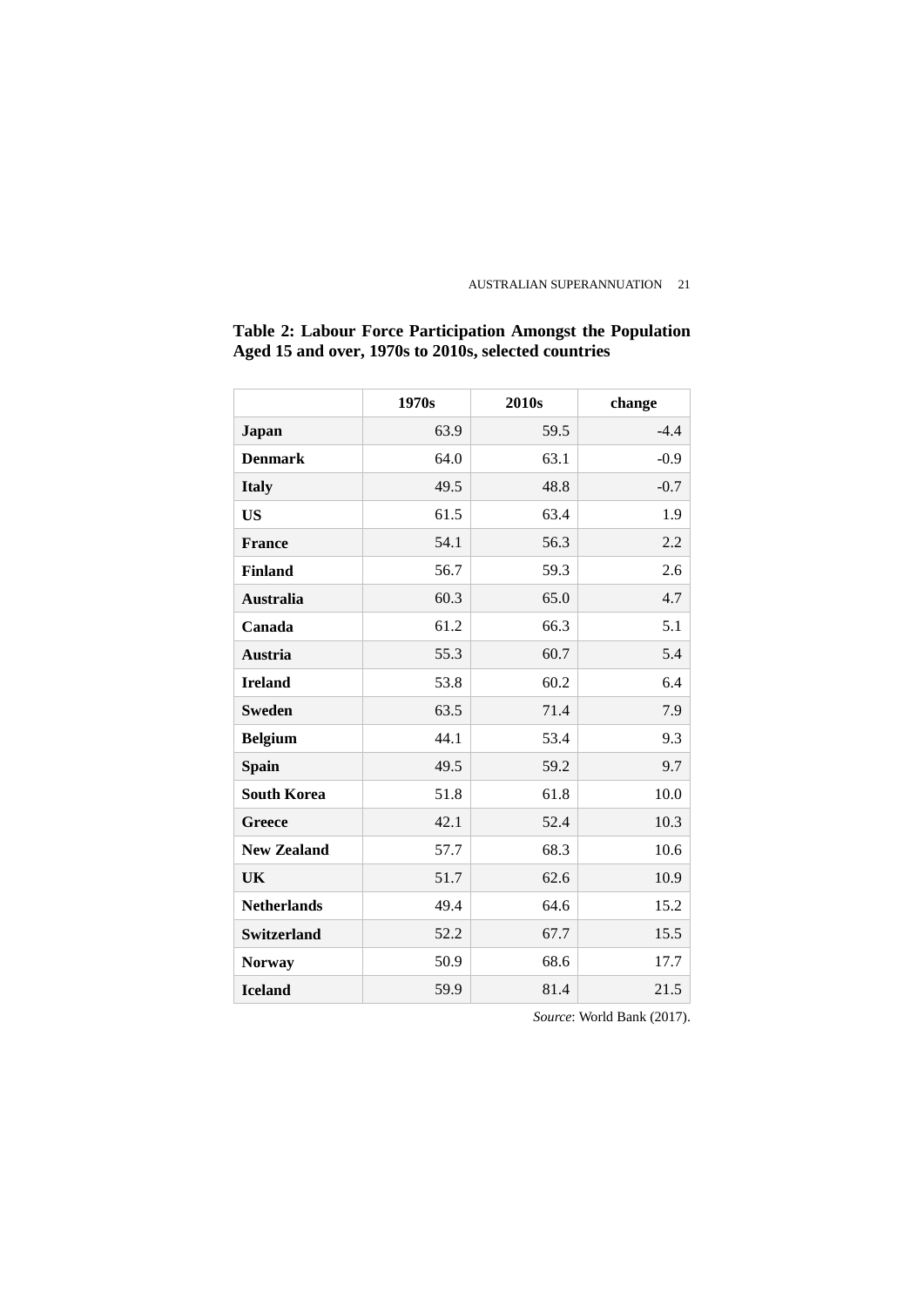**Table 2: Labour Force Participation Amongst the Population Aged 15 and over, 1970s to 2010s, selected countries**

| | 1970s | 2010s | change |
|---|---|---|---|
| **Japan** | 63.9 | 59.5 | -4.4 |
| **Denmark** | 64.0 | 63.1 | -0.9 |
| **Italy** | 49.5 | 48.8 | -0.7 |
| **US** | 61.5 | 63.4 | 1.9 |
| **France** | 54.1 | 56.3 | 2.2 |
| **Finland** | 56.7 | 59.3 | 2.6 |
| **Australia** | 60.3 | 65.0 | 4.7 |
| **Canada** | 61.2 | 66.3 | 5.1 |
| **Austria** | 55.3 | 60.7 | 5.4 |
| **Ireland** | 53.8 | 60.2 | 6.4 |
| **Sweden** | 63.5 | 71.4 | 7.9 |
| **Belgium** | 44.1 | 53.4 | 9.3 |
| **Spain** | 49.5 | 59.2 | 9.7 |
| **South Korea** | 51.8 | 61.8 | 10.0 |
| **Greece** | 42.1 | 52.4 | 10.3 |
| **New Zealand** | 57.7 | 68.3 | 10.6 |
| **UK** | 51.7 | 62.6 | 10.9 |
| **Netherlands** | 49.4 | 64.6 | 15.2 |
| **Switzerland** | 52.2 | 67.7 | 15.5 |
| **Norway** | 50.9 | 68.6 | 17.7 |
| **Iceland** | 59.9 | 81.4 | 21.5 |

*Source*: World Bank (2017).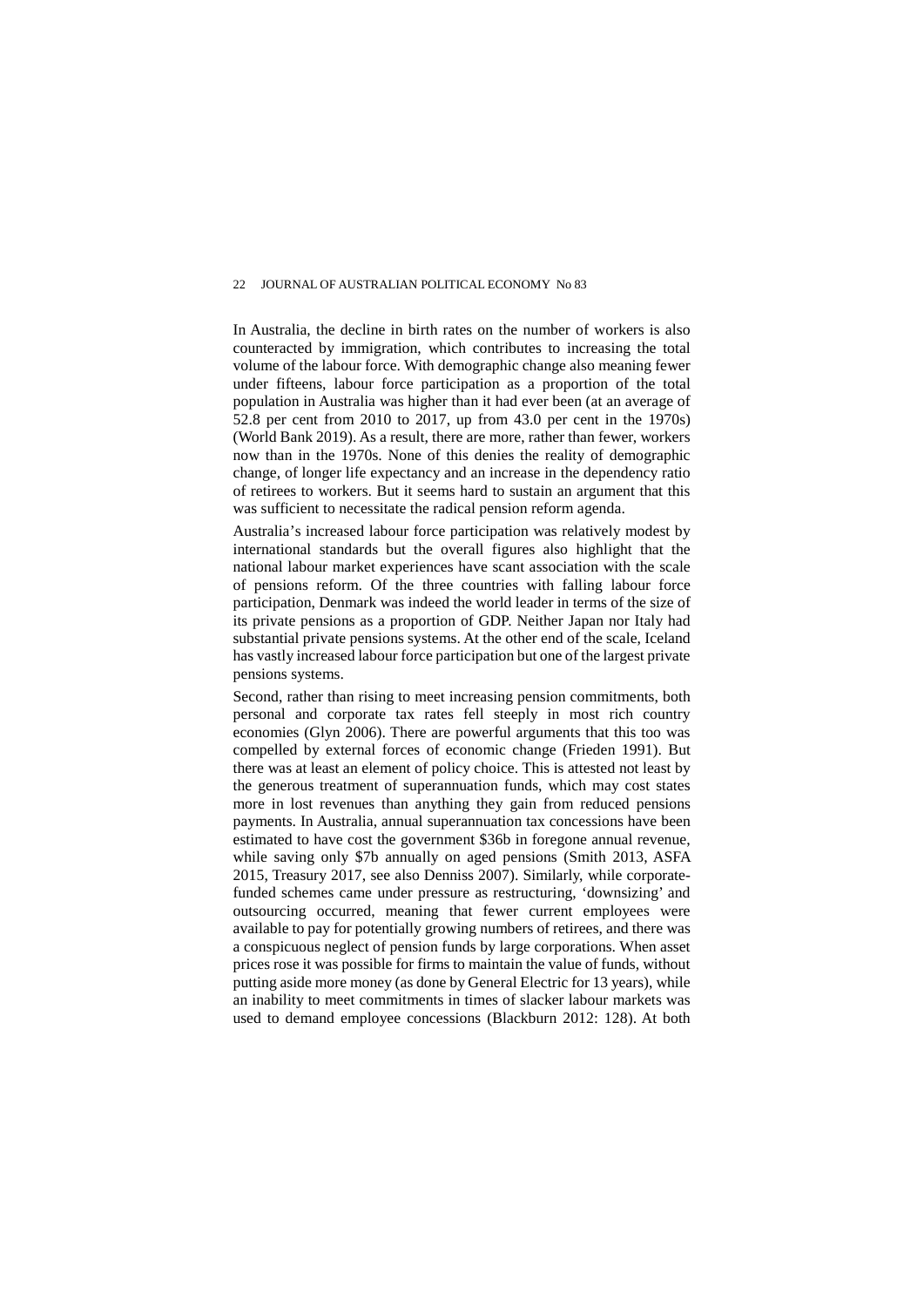In Australia, the decline in birth rates on the number of workers is also counteracted by immigration, which contributes to increasing the total volume of the labour force. With demographic change also meaning fewer under fifteens, labour force participation as a proportion of the total population in Australia was higher than it had ever been (at an average of 52.8 per cent from 2010 to 2017, up from 43.0 per cent in the 1970s) (World Bank 2019). As a result, there are more, rather than fewer, workers now than in the 1970s. None of this denies the reality of demographic change, of longer life expectancy and an increase in the dependency ratio of retirees to workers. But it seems hard to sustain an argument that this was sufficient to necessitate the radical pension reform agenda.

Australia's increased labour force participation was relatively modest by international standards but the overall figures also highlight that the national labour market experiences have scant association with the scale of pensions reform. Of the three countries with falling labour force participation, Denmark was indeed the world leader in terms of the size of its private pensions as a proportion of GDP. Neither Japan nor Italy had substantial private pensions systems. At the other end of the scale, Iceland has vastly increased labour force participation but one of the largest private pensions systems.

Second, rather than rising to meet increasing pension commitments, both personal and corporate tax rates fell steeply in most rich country economies (Glyn 2006). There are powerful arguments that this too was compelled by external forces of economic change (Frieden 1991). But there was at least an element of policy choice. This is attested not least by the generous treatment of superannuation funds, which may cost states more in lost revenues than anything they gain from reduced pensions payments. In Australia, annual superannuation tax concessions have been estimated to have cost the government \$36b in foregone annual revenue, while saving only \$7b annually on aged pensions (Smith 2013, ASFA 2015, Treasury 2017, see also Denniss 2007). Similarly, while corporate-funded schemes came under pressure as restructuring, 'downsizing' and outsourcing occurred, meaning that fewer current employees were available to pay for potentially growing numbers of retirees, and there was a conspicuous neglect of pension funds by large corporations. When asset prices rose it was possible for firms to maintain the value of funds, without putting aside more money (as done by General Electric for 13 years), while an inability to meet commitments in times of slacker labour markets was used to demand employee concessions (Blackburn 2012: 128). At both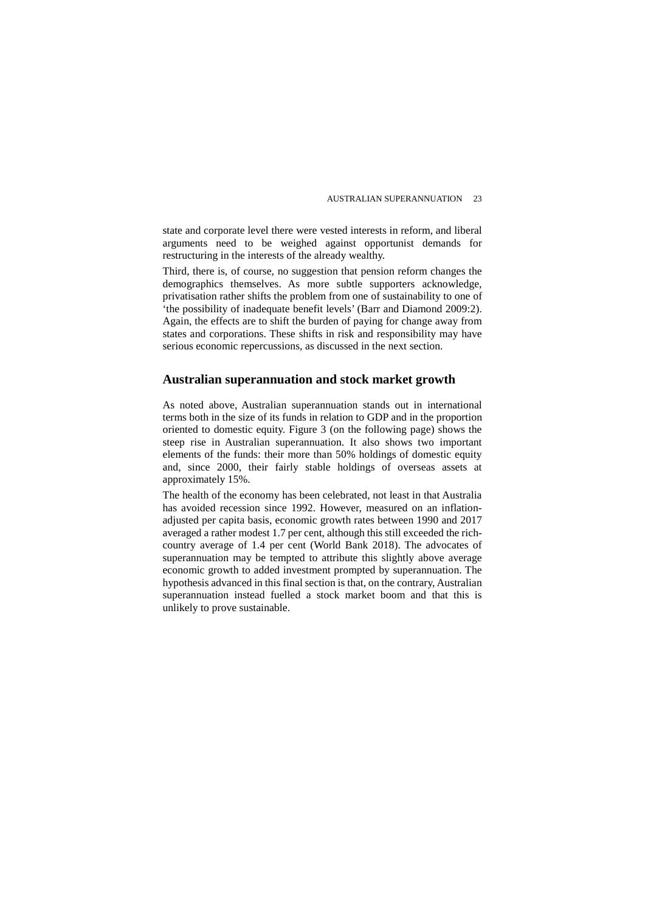state and corporate level there were vested interests in reform, and liberal arguments need to be weighed against opportunist demands for restructuring in the interests of the already wealthy.

Third, there is, of course, no suggestion that pension reform changes the demographics themselves. As more subtle supporters acknowledge, privatisation rather shifts the problem from one of sustainability to one of 'the possibility of inadequate benefit levels' (Barr and Diamond 2009:2). Again, the effects are to shift the burden of paying for change away from states and corporations. These shifts in risk and responsibility may have serious economic repercussions, as discussed in the next section.

## Australian superannuation and stock market growth

As noted above, Australian superannuation stands out in international terms both in the size of its funds in relation to GDP and in the proportion oriented to domestic equity. Figure 3 (on the following page) shows the steep rise in Australian superannuation. It also shows two important elements of the funds: their more than 50% holdings of domestic equity and, since 2000, their fairly stable holdings of overseas assets at approximately 15%.

The health of the economy has been celebrated, not least in that Australia has avoided recession since 1992. However, measured on an inflation-adjusted per capita basis, economic growth rates between 1990 and 2017 averaged a rather modest 1.7 per cent, although this still exceeded the rich-country average of 1.4 per cent (World Bank 2018). The advocates of superannuation may be tempted to attribute this slightly above average economic growth to added investment prompted by superannuation. The hypothesis advanced in this final section is that, on the contrary, Australian superannuation instead fuelled a stock market boom and that this is unlikely to prove sustainable.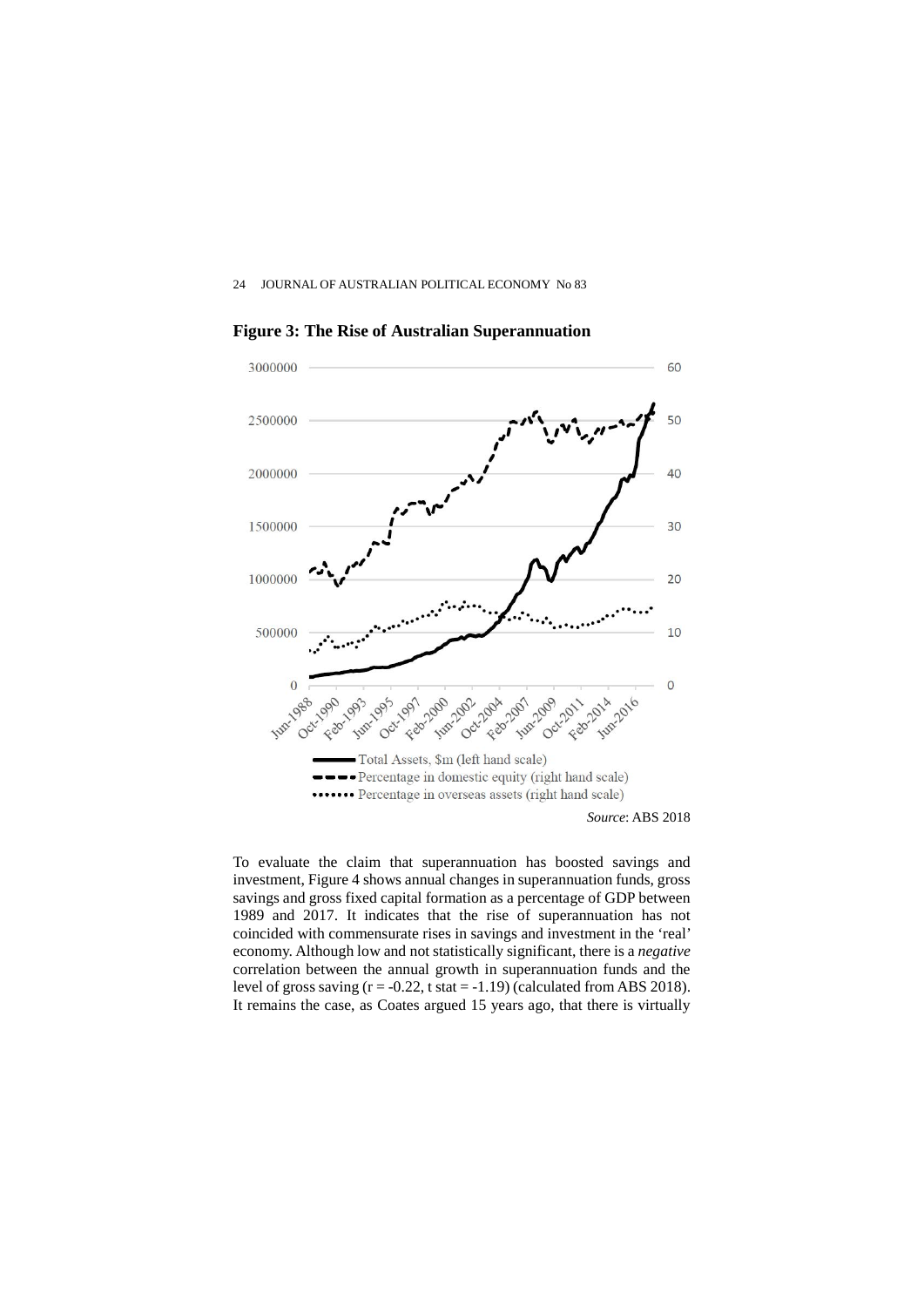**Figure 3: The Rise of Australian Superannuation**

3000000
2500000
2000000
1500000
1000000
500000
0

60
50
40
30
20
10
0

Jun-1988 Oct-1990 Feb-1993 Jun-1995 Oct-1997 Feb-2000 Jun-2002 Oct-2004 Feb-2007 Jun-2009 Oct-2011 Feb-2014 Jun-2016

Total Assets, $m (left hand scale)
Percentage in domestic equity (right hand scale)
Percentage in overseas assets (right hand scale)

*Source*: ABS 2018

To evaluate the claim that superannuation has boosted savings and investment, Figure 4 shows annual changes in superannuation funds, gross savings and gross fixed capital formation as a percentage of GDP between 1989 and 2017. It indicates that the rise of superannuation has not coincided with commensurate rises in savings and investment in the 'real' economy. Although low and not statistically significant, there is a *negative* correlation between the annual growth in superannuation funds and the level of gross saving ($r = -0.22$, t stat $= -1.19$) (calculated from ABS 2018). It remains the case, as Coates argued 15 years ago, that there is virtually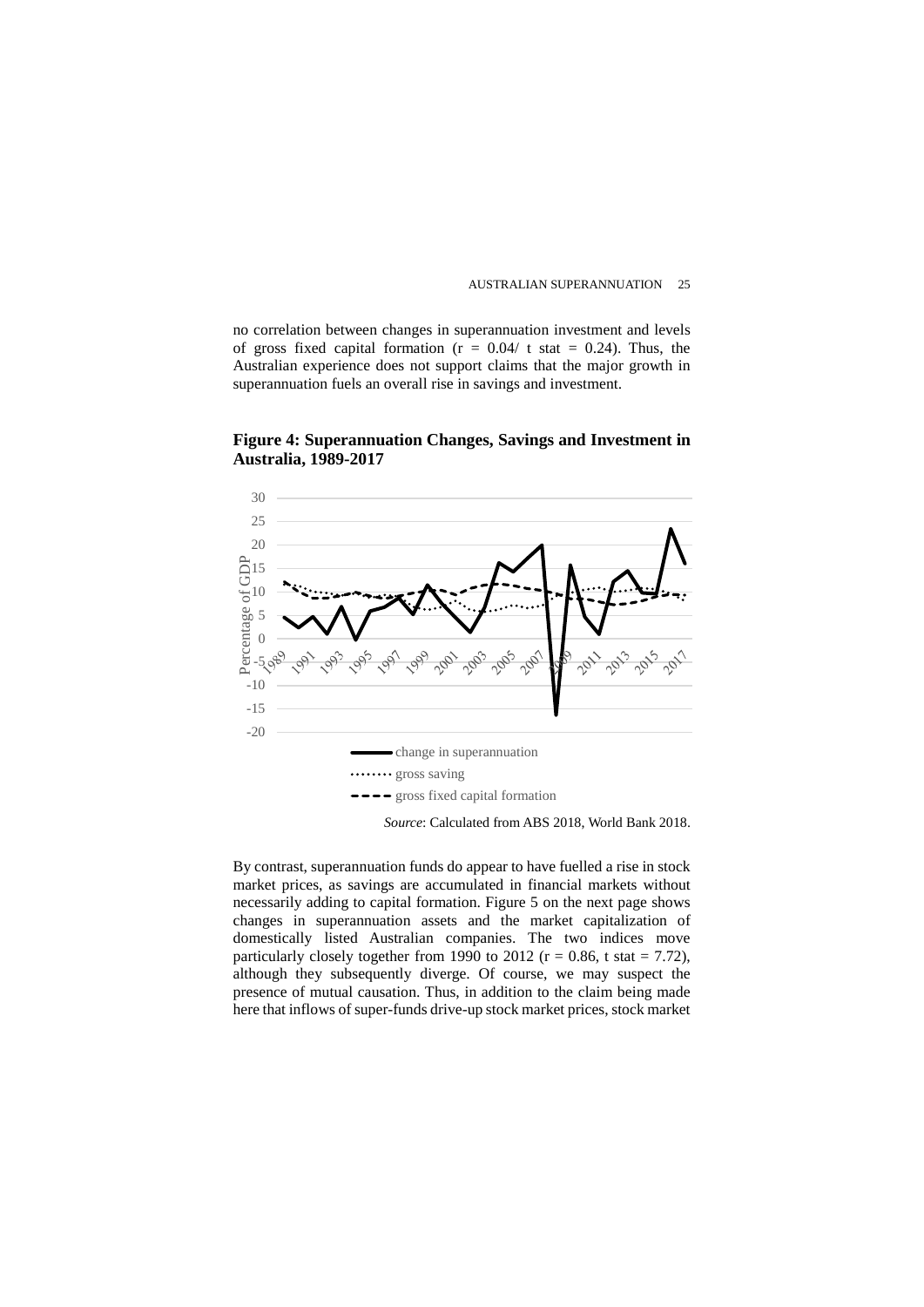no correlation between changes in superannuation investment and levels of gross fixed capital formation (r = 0.04/ t stat = 0.24). Thus, the Australian experience does not support claims that the major growth in superannuation fuels an overall rise in savings and investment.

**Figure 4: Superannuation Changes, Savings and Investment in Australia, 1989-2017**

Percentage of GDP

30
25
20
15
10
5
0
-5
-10
-15
-20

1989 1991 1993 1995 1997 1999 2001 2003 2005 2007 2009 2011 2013 2015 2017

change in superannuation
gross saving
gross fixed capital formation

*Source*: Calculated from ABS 2018, World Bank 2018.

By contrast, superannuation funds do appear to have fuelled a rise in stock market prices, as savings are accumulated in financial markets without necessarily adding to capital formation. Figure 5 on the next page shows changes in superannuation assets and the market capitalization of domestically listed Australian companies. The two indices move particularly closely together from 1990 to 2012 (r = 0.86, t stat = 7.72), although they subsequently diverge. Of course, we may suspect the presence of mutual causation. Thus, in addition to the claim being made here that inflows of super-funds drive-up stock market prices, stock market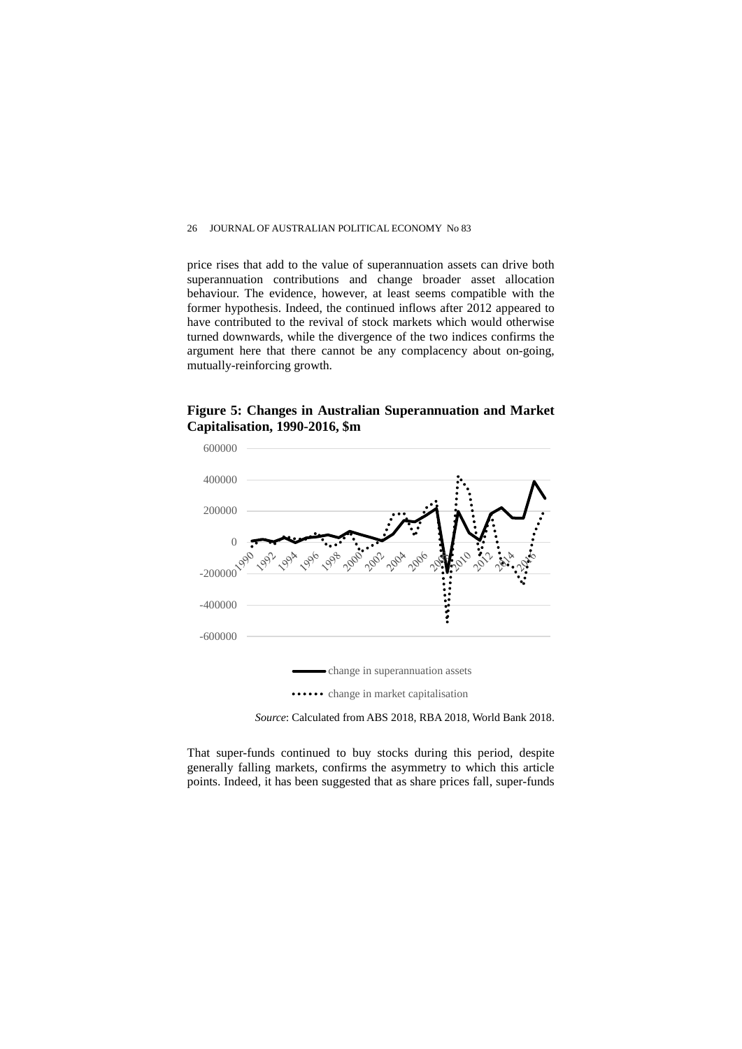price rises that add to the value of superannuation assets can drive both superannuation contributions and change broader asset allocation behaviour. The evidence, however, at least seems compatible with the former hypothesis. Indeed, the continued inflows after 2012 appeared to have contributed to the revival of stock markets which would otherwise turned downwards, while the divergence of the two indices confirms the argument here that there cannot be any complacency about on-going, mutually-reinforcing growth.

**Figure 5: Changes in Australian Superannuation and Market Capitalisation, 1990-2016, $m**

600000
400000
200000
0
-200000
-400000
-600000

1990 1992 1994 1996 1998 2000 2002 2004 2006 2008 2010 2012 2014 2016

change in superannuation assets

change in market capitalisation

*Source*: Calculated from ABS 2018, RBA 2018, World Bank 2018.

That super-funds continued to buy stocks during this period, despite generally falling markets, confirms the asymmetry to which this article points. Indeed, it has been suggested that as share prices fall, super-funds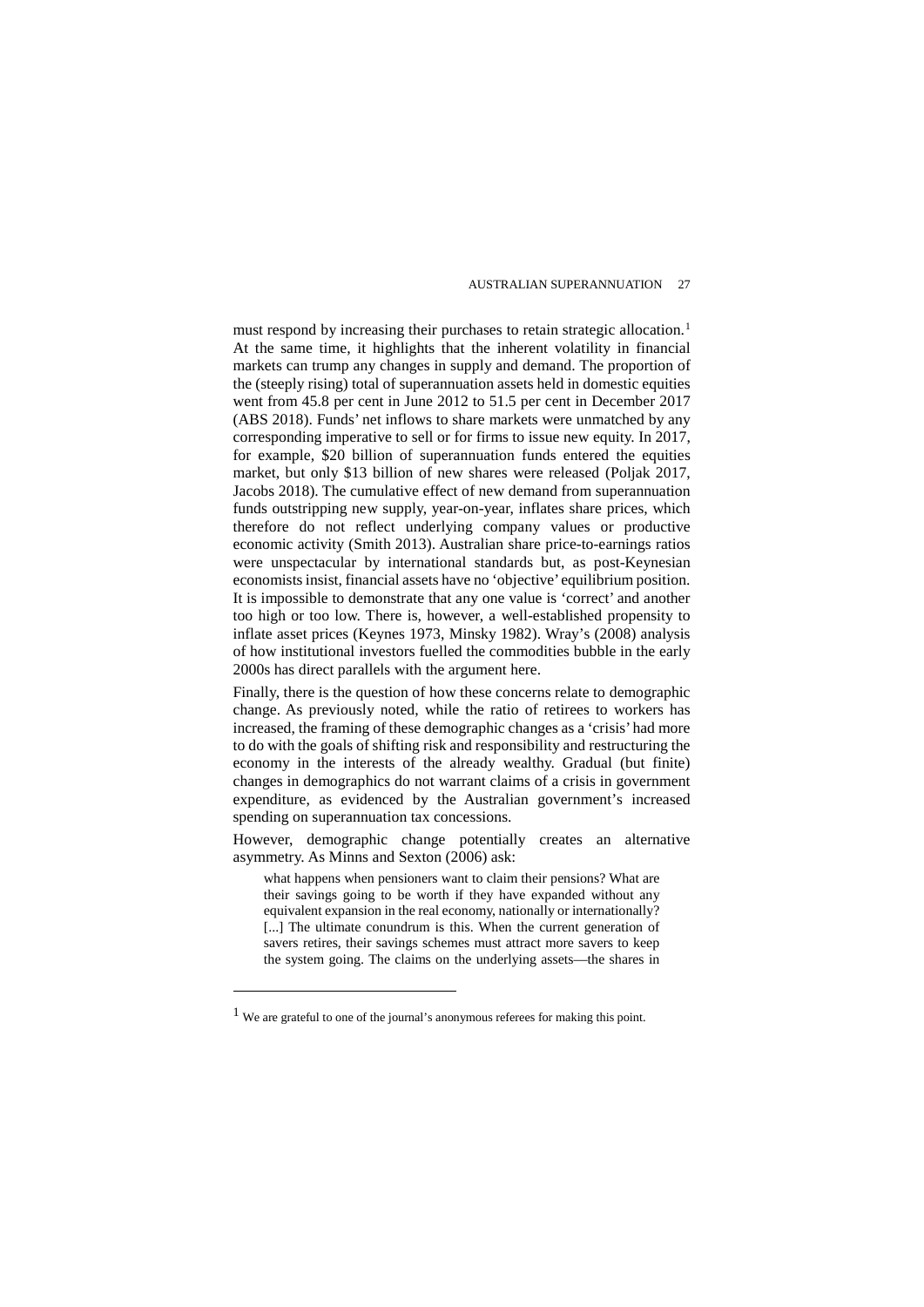must respond by increasing their purchases to retain strategic allocation.[1] At the same time, it highlights that the inherent volatility in financial markets can trump any changes in supply and demand. The proportion of the (steeply rising) total of superannuation assets held in domestic equities went from 45.8 per cent in June 2012 to 51.5 per cent in December 2017 (ABS 2018). Funds' net inflows to share markets were unmatched by any corresponding imperative to sell or for firms to issue new equity. In 2017, for example, $20 billion of superannuation funds entered the equities market, but only $13 billion of new shares were released (Poljak 2017, Jacobs 2018). The cumulative effect of new demand from superannuation funds outstripping new supply, year-on-year, inflates share prices, which therefore do not reflect underlying company values or productive economic activity (Smith 2013). Australian share price-to-earnings ratios were unspectacular by international standards but, as post-Keynesian economists insist, financial assets have no 'objective' equilibrium position. It is impossible to demonstrate that any one value is 'correct' and another too high or too low. There is, however, a well-established propensity to inflate asset prices (Keynes 1973, Minsky 1982). Wray's (2008) analysis of how institutional investors fuelled the commodities bubble in the early 2000s has direct parallels with the argument here.

Finally, there is the question of how these concerns relate to demographic change. As previously noted, while the ratio of retirees to workers has increased, the framing of these demographic changes as a 'crisis' had more to do with the goals of shifting risk and responsibility and restructuring the economy in the interests of the already wealthy. Gradual (but finite) changes in demographics do not warrant claims of a crisis in government expenditure, as evidenced by the Australian government's increased spending on superannuation tax concessions.

However, demographic change potentially creates an alternative asymmetry. As Minns and Sexton (2006) ask:

> what happens when pensioners want to claim their pensions? What are their savings going to be worth if they have expanded without any equivalent expansion in the real economy, nationally or internationally? [...] The ultimate conundrum is this. When the current generation of savers retires, their savings schemes must attract more savers to keep the system going. The claims on the underlying assets—the shares in

[1] We are grateful to one of the journal's anonymous referees for making this point.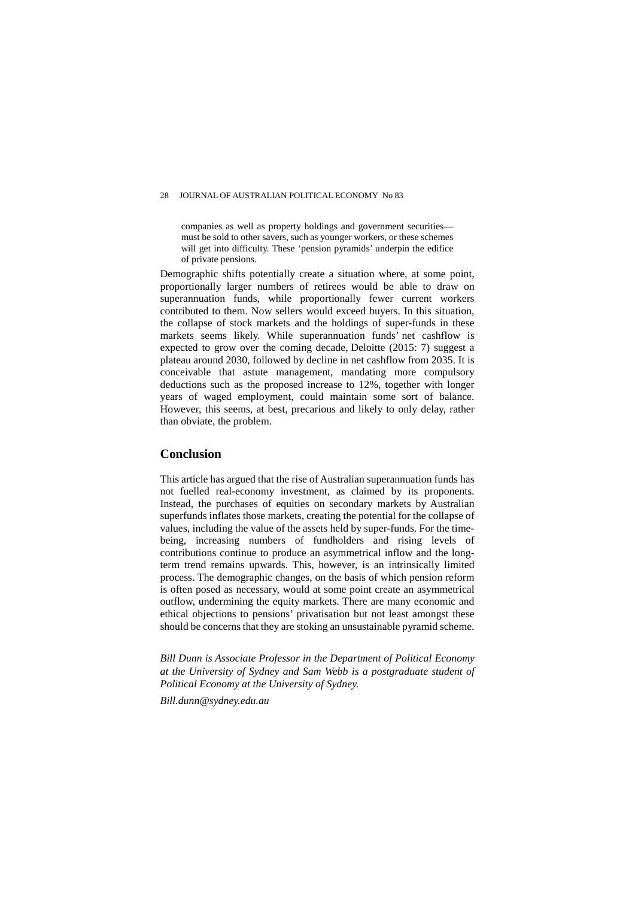> companies as well as property holdings and government securities—must be sold to other savers, such as younger workers, or these schemes will get into difficulty. These 'pension pyramids' underpin the edifice of private pensions.

Demographic shifts potentially create a situation where, at some point, proportionally larger numbers of retirees would be able to draw on superannuation funds, while proportionally fewer current workers contributed to them. Now sellers would exceed buyers. In this situation, the collapse of stock markets and the holdings of super-funds in these markets seems likely. While superannuation funds' net cashflow is expected to grow over the coming decade, Deloitte (2015: 7) suggest a plateau around 2030, followed by decline in net cashflow from 2035. It is conceivable that astute management, mandating more compulsory deductions such as the proposed increase to 12%, together with longer years of waged employment, could maintain some sort of balance. However, this seems, at best, precarious and likely to only delay, rather than obviate, the problem.

## Conclusion

This article has argued that the rise of Australian superannuation funds has not fuelled real-economy investment, as claimed by its proponents. Instead, the purchases of equities on secondary markets by Australian superfunds inflates those markets, creating the potential for the collapse of values, including the value of the assets held by super-funds. For the time-being, increasing numbers of fundholders and rising levels of contributions continue to produce an asymmetrical inflow and the long-term trend remains upwards. This, however, is an intrinsically limited process. The demographic changes, on the basis of which pension reform is often posed as necessary, would at some point create an asymmetrical outflow, undermining the equity markets. There are many economic and ethical objections to pensions' privatisation but not least amongst these should be concerns that they are stoking an unsustainable pyramid scheme.

*Bill Dunn is Associate Professor in the Department of Political Economy at the University of Sydney and Sam Webb is a postgraduate student of Political Economy at the University of Sydney.*

*Bill.dunn@sydney.edu.au*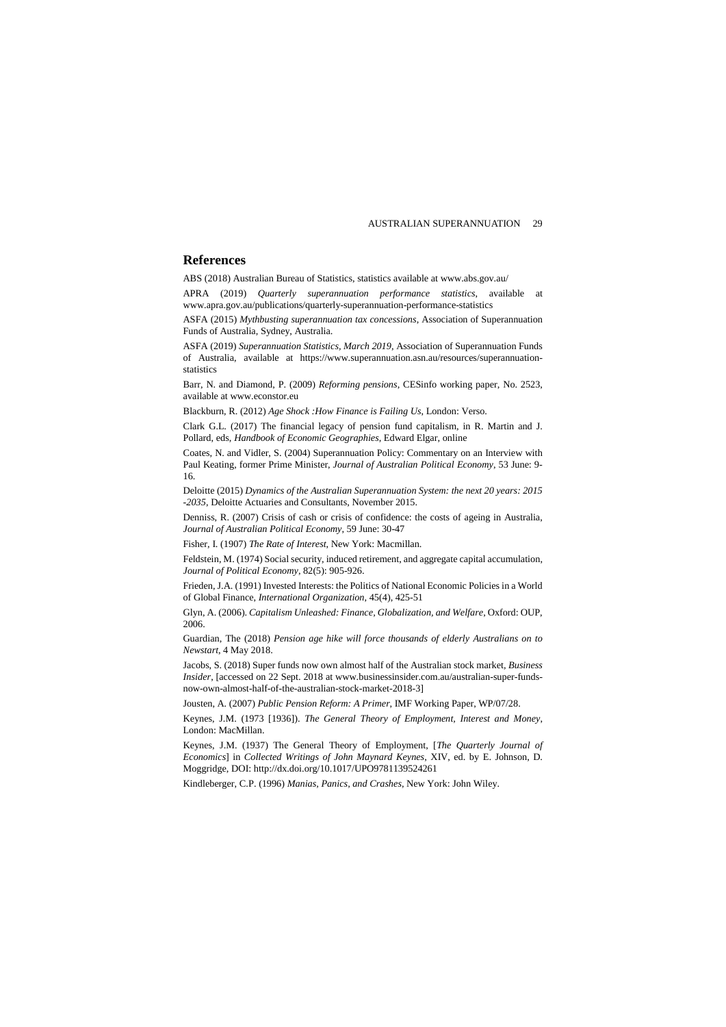## References

ABS (2018) Australian Bureau of Statistics, statistics available at www.abs.gov.au/

APRA (2019) *Quarterly superannuation performance statistics*, available at www.apra.gov.au/publications/quarterly-superannuation-performance-statistics

ASFA (2015) *Mythbusting superannuation tax concessions*, Association of Superannuation Funds of Australia, Sydney, Australia.

ASFA (2019) *Superannuation Statistics, March 2019*, Association of Superannuation Funds of Australia, available at https://www.superannuation.asn.au/resources/superannuation-statistics

Barr, N. and Diamond, P. (2009) *Reforming pensions*, CESinfo working paper, No. 2523, available at www.econstor.eu

Blackburn, R. (2012) *Age Shock :How Finance is Failing Us*, London: Verso.

Clark G.L. (2017) The financial legacy of pension fund capitalism, in R. Martin and J. Pollard, eds, *Handbook of Economic Geographies*, Edward Elgar, online

Coates, N. and Vidler, S. (2004) Superannuation Policy: Commentary on an Interview with Paul Keating, former Prime Minister, *Journal of Australian Political Economy*, 53 June: 9-16.

Deloitte (2015) *Dynamics of the Australian Superannuation System: the next 20 years: 2015 -2035*, Deloitte Actuaries and Consultants, November 2015.

Denniss, R. (2007) Crisis of cash or crisis of confidence: the costs of ageing in Australia, *Journal of Australian Political Economy*, 59 June: 30-47

Fisher, I. (1907) *The Rate of Interest*, New York: Macmillan.

Feldstein, M. (1974) Social security, induced retirement, and aggregate capital accumulation, *Journal of Political Economy*, 82(5): 905-926.

Frieden, J.A. (1991) Invested Interests: the Politics of National Economic Policies in a World of Global Finance, *International Organization*, 45(4), 425-51

Glyn, A. (2006). *Capitalism Unleashed: Finance, Globalization, and Welfare*, Oxford: OUP, 2006.

Guardian, The (2018) *Pension age hike will force thousands of elderly Australians on to Newstart*, 4 May 2018.

Jacobs, S. (2018) Super funds now own almost half of the Australian stock market, *Business Insider*, [accessed on 22 Sept. 2018 at www.businessinsider.com.au/australian-super-funds-now-own-almost-half-of-the-australian-stock-market-2018-3]

Jousten, A. (2007) *Public Pension Reform: A Primer*, IMF Working Paper, WP/07/28.

Keynes, J.M. (1973 [1936]). *The General Theory of Employment, Interest and Money*, London: MacMillan.

Keynes, J.M. (1937) The General Theory of Employment, [*The Quarterly Journal of Economics*] in *Collected Writings of John Maynard Keynes*, XIV, ed. by E. Johnson, D. Moggridge, DOI: http://dx.doi.org/10.1017/UPO9781139524261

Kindleberger, C.P. (1996) *Manias, Panics, and Crashes*, New York: John Wiley.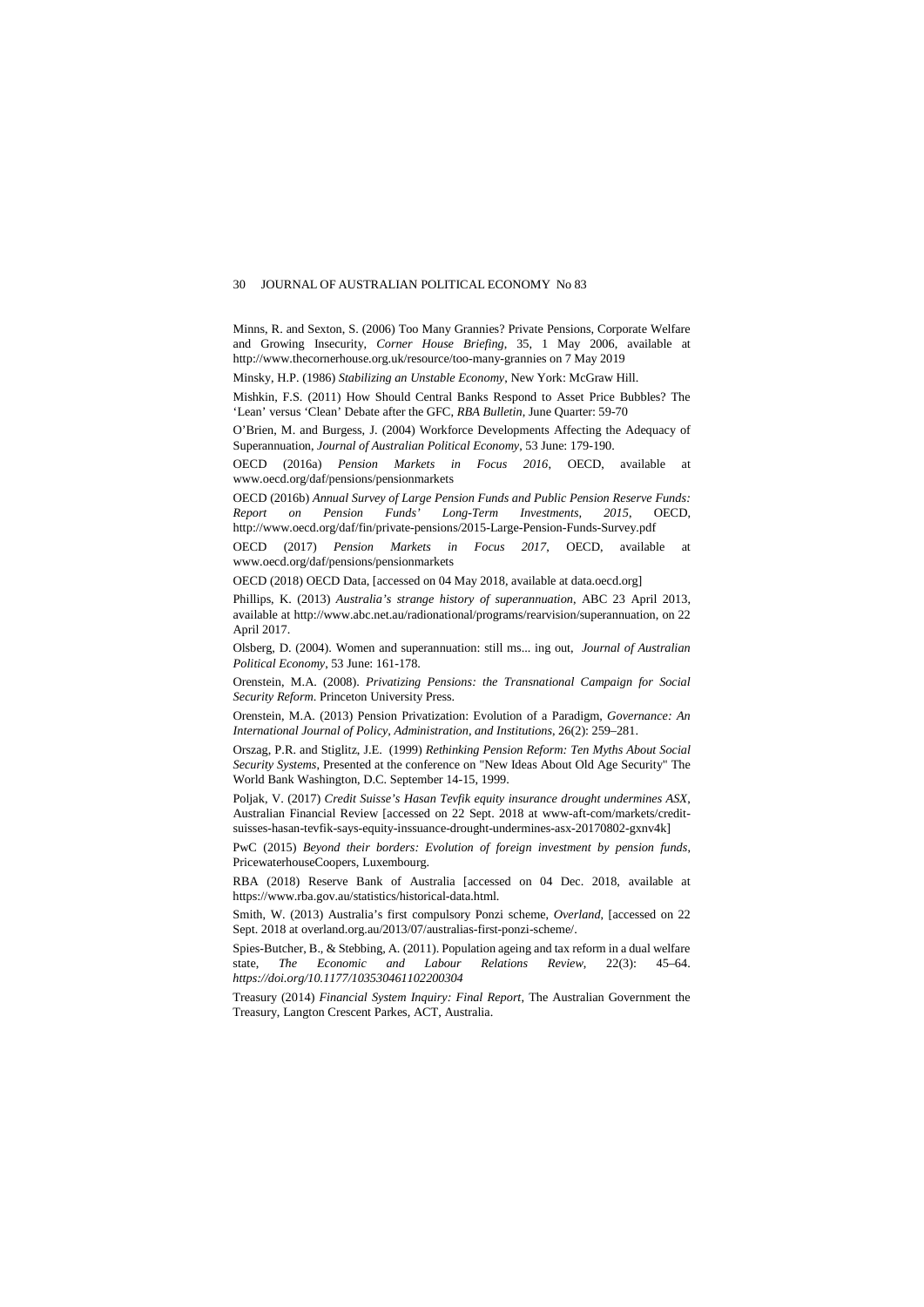Minns, R. and Sexton, S. (2006) Too Many Grannies? Private Pensions, Corporate Welfare and Growing Insecurity, *Corner House Briefing*, 35, 1 May 2006, available at http://www.thecornerhouse.org.uk/resource/too-many-grannies on 7 May 2019

Minsky, H.P. (1986) *Stabilizing an Unstable Economy*, New York: McGraw Hill.

Mishkin, F.S. (2011) How Should Central Banks Respond to Asset Price Bubbles? The 'Lean' versus 'Clean' Debate after the GFC, *RBA Bulletin*, June Quarter: 59-70

O'Brien, M. and Burgess, J. (2004) Workforce Developments Affecting the Adequacy of Superannuation, *Journal of Australian Political Economy*, 53 June: 179-190.

OECD (2016a) *Pension Markets in Focus 2016*, OECD, available at www.oecd.org/daf/pensions/pensionmarkets

OECD (2016b) *Annual Survey of Large Pension Funds and Public Pension Reserve Funds: Report on Pension Funds' Long-Term Investments, 2015*, OECD, http://www.oecd.org/daf/fin/private-pensions/2015-Large-Pension-Funds-Survey.pdf

OECD (2017) *Pension Markets in Focus 2017*, OECD, available at www.oecd.org/daf/pensions/pensionmarkets

OECD (2018) OECD Data, [accessed on 04 May 2018, available at data.oecd.org]

Phillips, K. (2013) *Australia's strange history of superannuation*, ABC 23 April 2013, available at http://www.abc.net.au/radionational/programs/rearvision/superannuation, on 22 April 2017.

Olsberg, D. (2004). Women and superannuation: still ms... ing out, *Journal of Australian Political Economy*, 53 June: 161-178.

Orenstein, M.A. (2008). *Privatizing Pensions: the Transnational Campaign for Social Security Reform*. Princeton University Press.

Orenstein, M.A. (2013) Pension Privatization: Evolution of a Paradigm, *Governance: An International Journal of Policy, Administration, and Institutions*, 26(2): 259–281.

Orszag, P.R. and Stiglitz, J.E. (1999) *Rethinking Pension Reform: Ten Myths About Social Security Systems*, Presented at the conference on "New Ideas About Old Age Security" The World Bank Washington, D.C. September 14-15, 1999.

Poljak, V. (2017) *Credit Suisse's Hasan Tevfik equity insurance drought undermines ASX*, Australian Financial Review [accessed on 22 Sept. 2018 at www-aft-com/markets/credit-suisses-hasan-tevfik-says-equity-inssuance-drought-undermines-asx-20170802-gxnv4k]

PwC (2015) *Beyond their borders: Evolution of foreign investment by pension funds*, PricewaterhouseCoopers, Luxembourg.

RBA (2018) Reserve Bank of Australia [accessed on 04 Dec. 2018, available at https://www.rba.gov.au/statistics/historical-data.html.

Smith, W. (2013) Australia's first compulsory Ponzi scheme, *Overland*, [accessed on 22 Sept. 2018 at overland.org.au/2013/07/australias-first-ponzi-scheme/.

Spies-Butcher, B., & Stebbing, A. (2011). Population ageing and tax reform in a dual welfare state, *The Economic and Labour Relations Review*, 22(3): 45–64. *https://doi.org/10.1177/103530461102200304*

Treasury (2014) *Financial System Inquiry: Final Report*, The Australian Government the Treasury, Langton Crescent Parkes, ACT, Australia.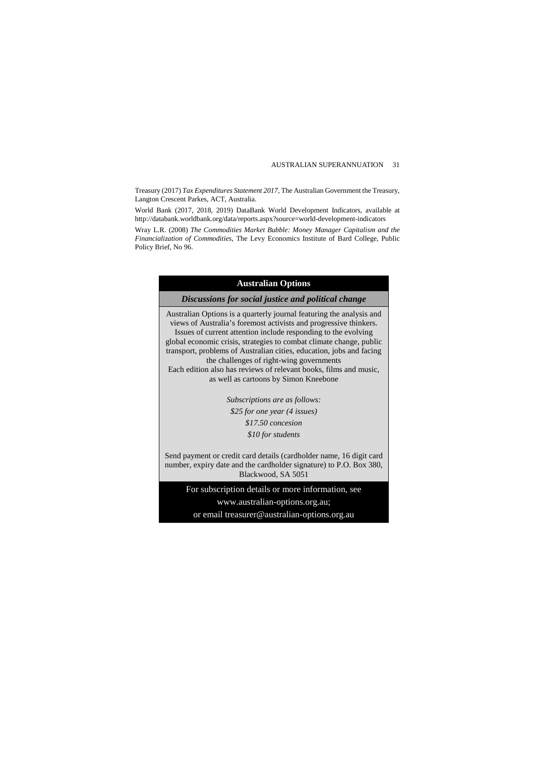Treasury (2017) *Tax Expenditures Statement 2017*, The Australian Government the Treasury, Langton Crescent Parkes, ACT, Australia.

World Bank (2017, 2018, 2019) DataBank World Development Indicators, available at http://databank.worldbank.org/data/reports.aspx?source=world-development-indicators

Wray L.R. (2008) *The Commodities Market Bubble: Money Manager Capitalism and the Financialization of Commodities*, The Levy Economics Institute of Bard College, Public Policy Brief, No 96.

**Australian Options**

***Discussions for social justice and political change***

Australian Options is a quarterly journal featuring the analysis and views of Australia's foremost activists and progressive thinkers. Issues of current attention include responding to the evolving global economic crisis, strategies to combat climate change, public transport, problems of Australian cities, education, jobs and facing the challenges of right-wing governments
Each edition also has reviews of relevant books, films and music, as well as cartoons by Simon Kneebone

*Subscriptions are as follows:*

*$25 for one year (4 issues)*

*$17.50 concesion*

*$10 for students*

Send payment or credit card details (cardholder name, 16 digit card number, expiry date and the cardholder signature) to P.O. Box 380, Blackwood, SA 5051

For subscription details or more information, see www.australian-options.org.au;
or email treasurer@australian-options.org.au